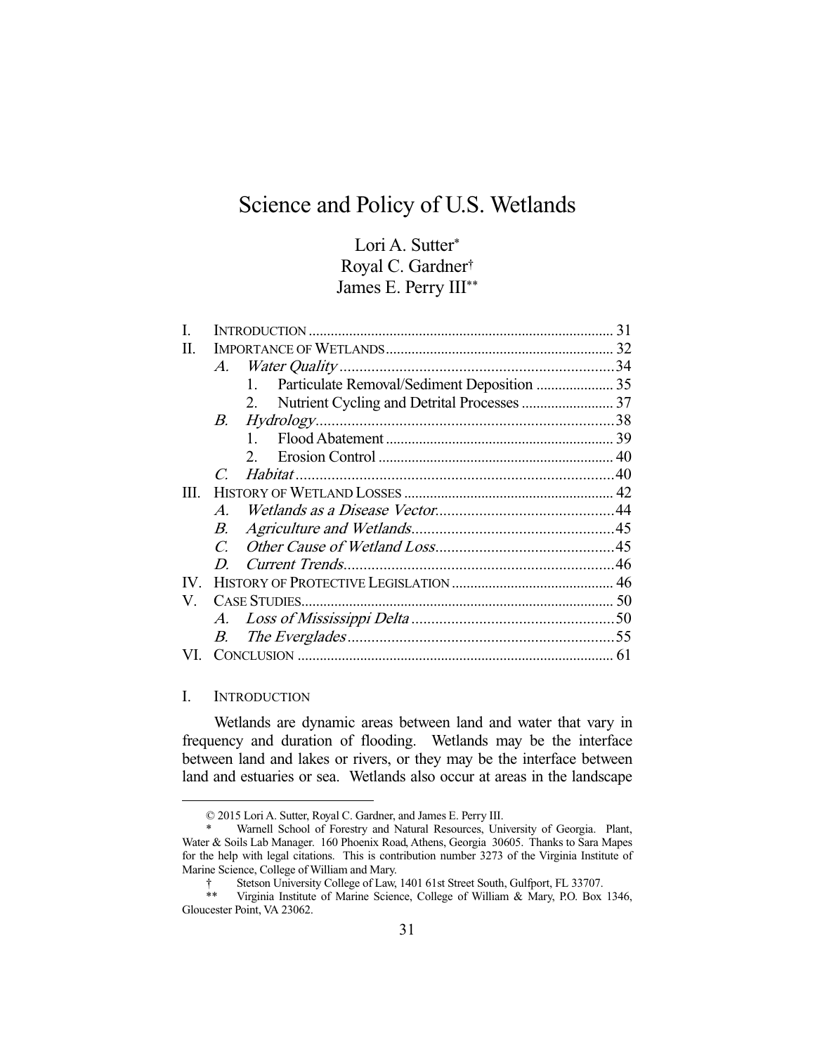# Science and Policy of U.S. Wetlands

Lori A. Sutter*
Royal C. Gardner†
James E. Perry III**

| | | |
|---|---|---|
| I. | INTRODUCTION | 31 |
| II. | IMPORTANCE OF WETLANDS | 32 |
| | *A. Water Quality* | 34 |
| | 1. Particulate Removal/Sediment Deposition | 35 |
| | 2. Nutrient Cycling and Detrital Processes | 37 |
| | *B. Hydrology* | 38 |
| | 1. Flood Abatement | 39 |
| | 2. Erosion Control | 40 |
| | *C. Habitat* | 40 |
| III. | HISTORY OF WETLAND LOSSES | 42 |
| | *A. Wetlands as a Disease Vector* | 44 |
| | *B. Agriculture and Wetlands* | 45 |
| | *C. Other Cause of Wetland Loss* | 45 |
| | *D. Current Trends* | 46 |
| IV. | HISTORY OF PROTECTIVE LEGISLATION | 46 |
| V. | CASE STUDIES | 50 |
| | *A. Loss of Mississippi Delta* | 50 |
| | *B. The Everglades* | 55 |
| VI. | CONCLUSION | 61 |

## I. INTRODUCTION

Wetlands are dynamic areas between land and water that vary in frequency and duration of flooding. Wetlands may be the interface between land and lakes or rivers, or they may be the interface between land and estuaries or sea. Wetlands also occur at areas in the landscape

---

© 2015 Lori A. Sutter, Royal C. Gardner, and James E. Perry III.

\* Warnell School of Forestry and Natural Resources, University of Georgia. Plant, Water & Soils Lab Manager. 160 Phoenix Road, Athens, Georgia 30605. Thanks to Sara Mapes for the help with legal citations. This is contribution number 3273 of the Virginia Institute of Marine Science, College of William and Mary.

† Stetson University College of Law, 1401 61st Street South, Gulfport, FL 33707.

\** Virginia Institute of Marine Science, College of William & Mary, P.O. Box 1346, Gloucester Point, VA 23062.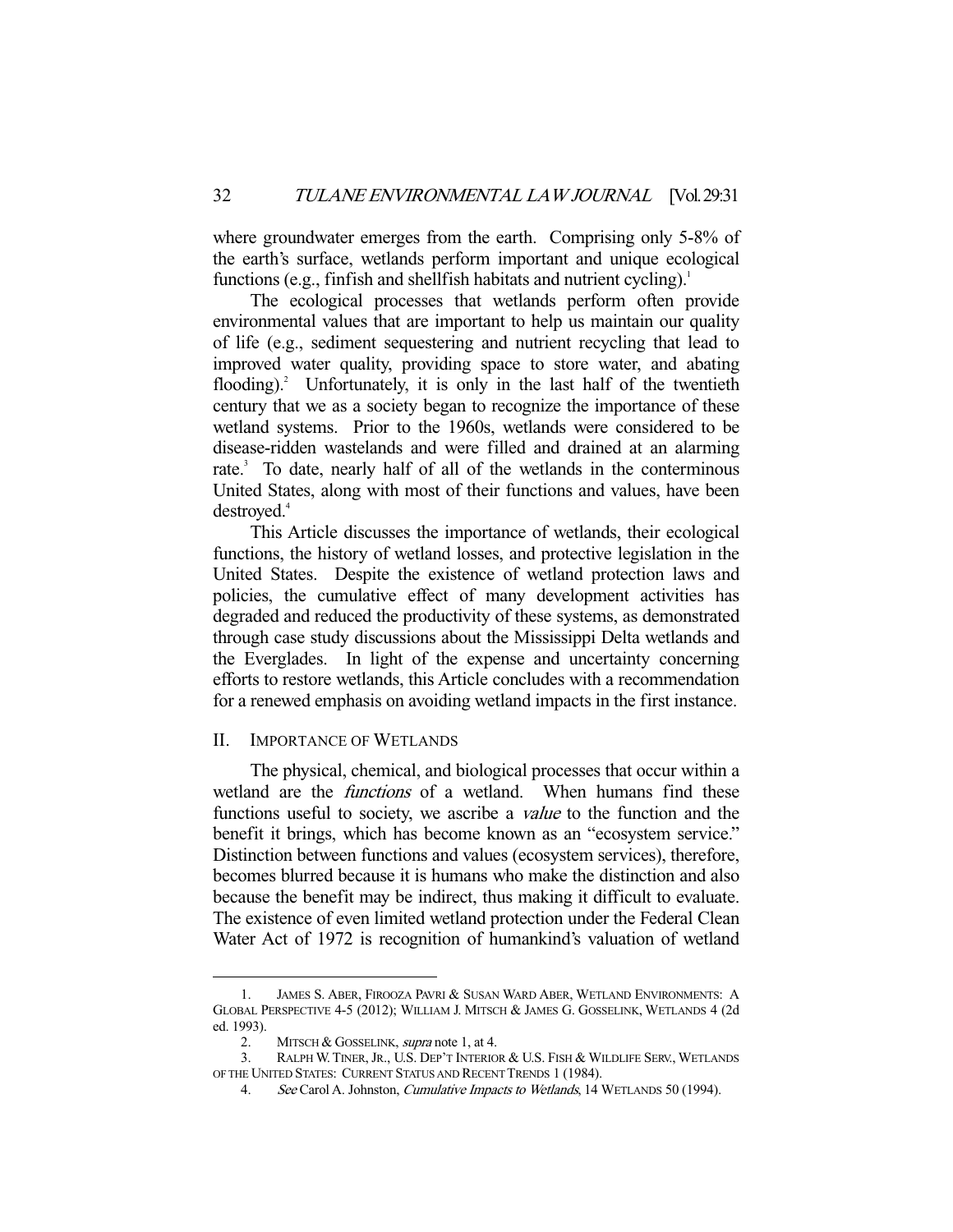where groundwater emerges from the earth. Comprising only 5-8% of the earth's surface, wetlands perform important and unique ecological functions (e.g., finfish and shellfish habitats and nutrient cycling).[1]

The ecological processes that wetlands perform often provide environmental values that are important to help us maintain our quality of life (e.g., sediment sequestering and nutrient recycling that lead to improved water quality, providing space to store water, and abating flooding).[2] Unfortunately, it is only in the last half of the twentieth century that we as a society began to recognize the importance of these wetland systems. Prior to the 1960s, wetlands were considered to be disease-ridden wastelands and were filled and drained at an alarming rate.[3] To date, nearly half of all of the wetlands in the conterminous United States, along with most of their functions and values, have been destroyed.[4]

This Article discusses the importance of wetlands, their ecological functions, the history of wetland losses, and protective legislation in the United States. Despite the existence of wetland protection laws and policies, the cumulative effect of many development activities has degraded and reduced the productivity of these systems, as demonstrated through case study discussions about the Mississippi Delta wetlands and the Everglades. In light of the expense and uncertainty concerning efforts to restore wetlands, this Article concludes with a recommendation for a renewed emphasis on avoiding wetland impacts in the first instance.

## II. IMPORTANCE OF WETLANDS

The physical, chemical, and biological processes that occur within a wetland are the *functions* of a wetland. When humans find these functions useful to society, we ascribe a *value* to the function and the benefit it brings, which has become known as an "ecosystem service." Distinction between functions and values (ecosystem services), therefore, becomes blurred because it is humans who make the distinction and also because the benefit may be indirect, thus making it difficult to evaluate. The existence of even limited wetland protection under the Federal Clean Water Act of 1972 is recognition of humankind's valuation of wetland

---

1. JAMES S. ABER, FIROOZA PAVRI & SUSAN WARD ABER, WETLAND ENVIRONMENTS: A GLOBAL PERSPECTIVE 4-5 (2012); WILLIAM J. MITSCH & JAMES G. GOSSELINK, WETLANDS 4 (2d ed. 1993).

2. MITSCH & GOSSELINK, *supra* note 1, at 4.

3. RALPH W. TINER, JR., U.S. DEP'T INTERIOR & U.S. FISH & WILDLIFE SERV., WETLANDS OF THE UNITED STATES: CURRENT STATUS AND RECENT TRENDS 1 (1984).

4. *See* Carol A. Johnston, *Cumulative Impacts to Wetlands*, 14 WETLANDS 50 (1994).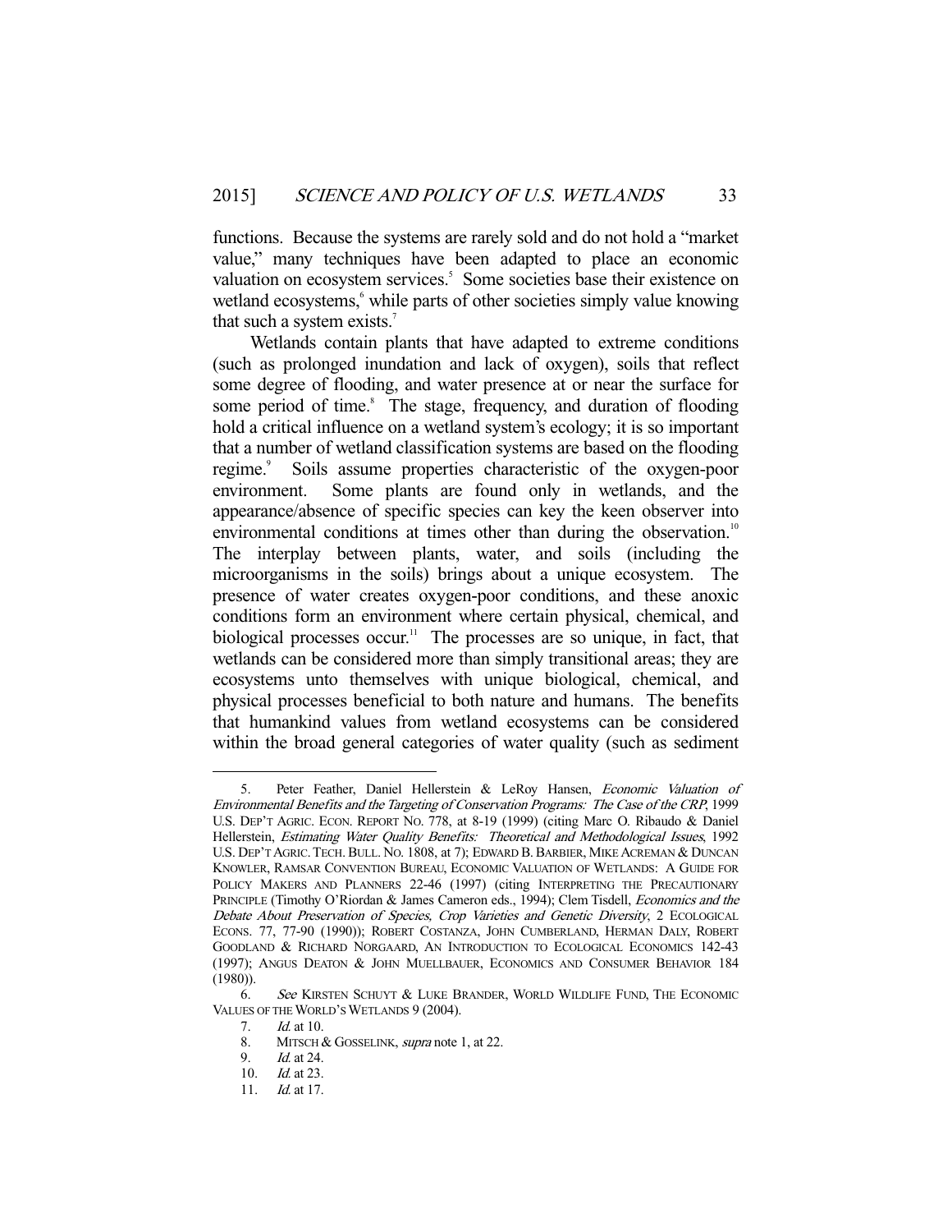functions. Because the systems are rarely sold and do not hold a "market value," many techniques have been adapted to place an economic valuation on ecosystem services.[5] Some societies base their existence on wetland ecosystems,[6] while parts of other societies simply value knowing that such a system exists.[7]

Wetlands contain plants that have adapted to extreme conditions (such as prolonged inundation and lack of oxygen), soils that reflect some degree of flooding, and water presence at or near the surface for some period of time.[8] The stage, frequency, and duration of flooding hold a critical influence on a wetland system's ecology; it is so important that a number of wetland classification systems are based on the flooding regime.[9] Soils assume properties characteristic of the oxygen-poor environment. Some plants are found only in wetlands, and the appearance/absence of specific species can key the keen observer into environmental conditions at times other than during the observation.[10] The interplay between plants, water, and soils (including the microorganisms in the soils) brings about a unique ecosystem. The presence of water creates oxygen-poor conditions, and these anoxic conditions form an environment where certain physical, chemical, and biological processes occur.[11] The processes are so unique, in fact, that wetlands can be considered more than simply transitional areas; they are ecosystems unto themselves with unique biological, chemical, and physical processes beneficial to both nature and humans. The benefits that humankind values from wetland ecosystems can be considered within the broad general categories of water quality (such as sediment

---

5. Peter Feather, Daniel Hellerstein & LeRoy Hansen, *Economic Valuation of Environmental Benefits and the Targeting of Conservation Programs: The Case of the CRP*, 1999 U.S. DEP'T AGRIC. ECON. REPORT NO. 778, at 8-19 (1999) (citing Marc O. Ribaudo & Daniel Hellerstein, *Estimating Water Quality Benefits: Theoretical and Methodological Issues*, 1992 U.S. DEP'T AGRIC. TECH. BULL. NO. 1808, at 7); EDWARD B. BARBIER, MIKE ACREMAN & DUNCAN KNOWLER, RAMSAR CONVENTION BUREAU, ECONOMIC VALUATION OF WETLANDS: A GUIDE FOR POLICY MAKERS AND PLANNERS 22-46 (1997) (citing INTERPRETING THE PRECAUTIONARY PRINCIPLE (Timothy O'Riordan & James Cameron eds., 1994); Clem Tisdell, *Economics and the Debate About Preservation of Species, Crop Varieties and Genetic Diversity*, 2 ECOLOGICAL ECONS. 77, 77-90 (1990)); ROBERT COSTANZA, JOHN CUMBERLAND, HERMAN DALY, ROBERT GOODLAND & RICHARD NORGAARD, AN INTRODUCTION TO ECOLOGICAL ECONOMICS 142-43 (1997); ANGUS DEATON & JOHN MUELLBAUER, ECONOMICS AND CONSUMER BEHAVIOR 184 (1980)).

6. *See* KIRSTEN SCHUYT & LUKE BRANDER, WORLD WILDLIFE FUND, THE ECONOMIC VALUES OF THE WORLD'S WETLANDS 9 (2004).

7. *Id.* at 10.

8. MITSCH & GOSSELINK, *supra* note 1, at 22.

9. *Id.* at 24.

10. *Id.* at 23.

11. *Id.* at 17.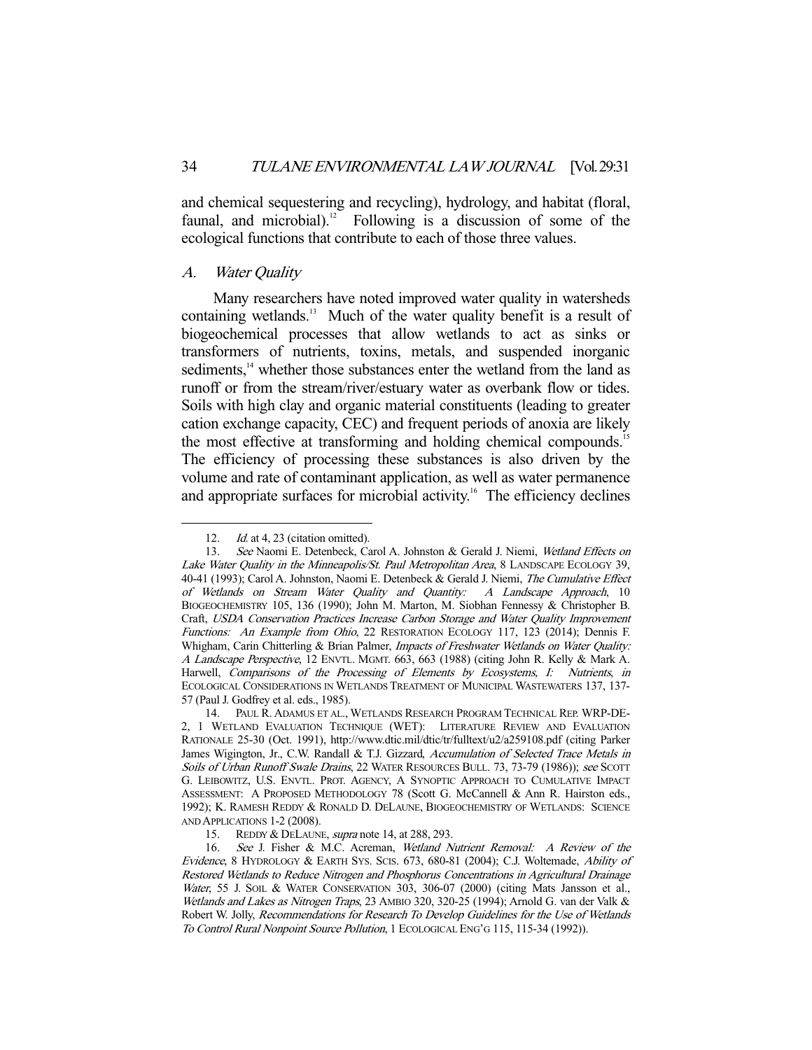and chemical sequestering and recycling), hydrology, and habitat (floral, faunal, and microbial).[12] Following is a discussion of some of the ecological functions that contribute to each of those three values.

### *A. Water Quality*

Many researchers have noted improved water quality in watersheds containing wetlands.[13] Much of the water quality benefit is a result of biogeochemical processes that allow wetlands to act as sinks or transformers of nutrients, toxins, metals, and suspended inorganic sediments,[14] whether those substances enter the wetland from the land as runoff or from the stream/river/estuary water as overbank flow or tides. Soils with high clay and organic material constituents (leading to greater cation exchange capacity, CEC) and frequent periods of anoxia are likely the most effective at transforming and holding chemical compounds.[15] The efficiency of processing these substances is also driven by the volume and rate of contaminant application, as well as water permanence and appropriate surfaces for microbial activity.[16] The efficiency declines

---

12. *Id.* at 4, 23 (citation omitted).

13. *See* Naomi E. Detenbeck, Carol A. Johnston & Gerald J. Niemi, *Wetland Effects on Lake Water Quality in the Minneapolis/St. Paul Metropolitan Area*, 8 LANDSCAPE ECOLOGY 39, 40-41 (1993); Carol A. Johnston, Naomi E. Detenbeck & Gerald J. Niemi, *The Cumulative Effect of Wetlands on Stream Water Quality and Quantity: A Landscape Approach*, 10 BIOGEOCHEMISTRY 105, 136 (1990); John M. Marton, M. Siobhan Fennessy & Christopher B. Craft, *USDA Conservation Practices Increase Carbon Storage and Water Quality Improvement Functions: An Example from Ohio*, 22 RESTORATION ECOLOGY 117, 123 (2014); Dennis F. Whigham, Carin Chitterling & Brian Palmer, *Impacts of Freshwater Wetlands on Water Quality: A Landscape Perspective*, 12 ENVTL. MGMT. 663, 663 (1988) (citing John R. Kelly & Mark A. Harwell, *Comparisons of the Processing of Elements by Ecosystems, I: Nutrients*, *in* ECOLOGICAL CONSIDERATIONS IN WETLANDS TREATMENT OF MUNICIPAL WASTEWATERS 137, 137-57 (Paul J. Godfrey et al. eds., 1985).

14. PAUL R. ADAMUS ET AL., WETLANDS RESEARCH PROGRAM TECHNICAL REP. WRP-DE-2, 1 WETLAND EVALUATION TECHNIQUE (WET): LITERATURE REVIEW AND EVALUATION RATIONALE 25-30 (Oct. 1991), http://www.dtic.mil/dtic/tr/fulltext/u2/a259108.pdf (citing Parker James Wigington, Jr., C.W. Randall & T.J. Gizzard, *Accumulation of Selected Trace Metals in Soils of Urban Runoff Swale Drains*, 22 WATER RESOURCES BULL. 73, 73-79 (1986)); *see* SCOTT G. LEIBOWITZ, U.S. ENVTL. PROT. AGENCY, A SYNOPTIC APPROACH TO CUMULATIVE IMPACT ASSESSMENT: A PROPOSED METHODOLOGY 78 (Scott G. McCannell & Ann R. Hairston eds., 1992); K. RAMESH REDDY & RONALD D. DELAUNE, BIOGEOCHEMISTRY OF WETLANDS: SCIENCE AND APPLICATIONS 1-2 (2008).

15. REDDY & DELAUNE, *supra* note 14, at 288, 293.

16. *See* J. Fisher & M.C. Acreman, *Wetland Nutrient Removal: A Review of the Evidence*, 8 HYDROLOGY & EARTH SYS. SCIS. 673, 680-81 (2004); C.J. Woltemade, *Ability of Restored Wetlands to Reduce Nitrogen and Phosphorus Concentrations in Agricultural Drainage Water*, 55 J. SOIL & WATER CONSERVATION 303, 306-07 (2000) (citing Mats Jansson et al., *Wetlands and Lakes as Nitrogen Traps*, 23 AMBIO 320, 320-25 (1994); Arnold G. van der Valk & Robert W. Jolly, *Recommendations for Research To Develop Guidelines for the Use of Wetlands To Control Rural Nonpoint Source Pollution*, 1 ECOLOGICAL ENG'G 115, 115-34 (1992)).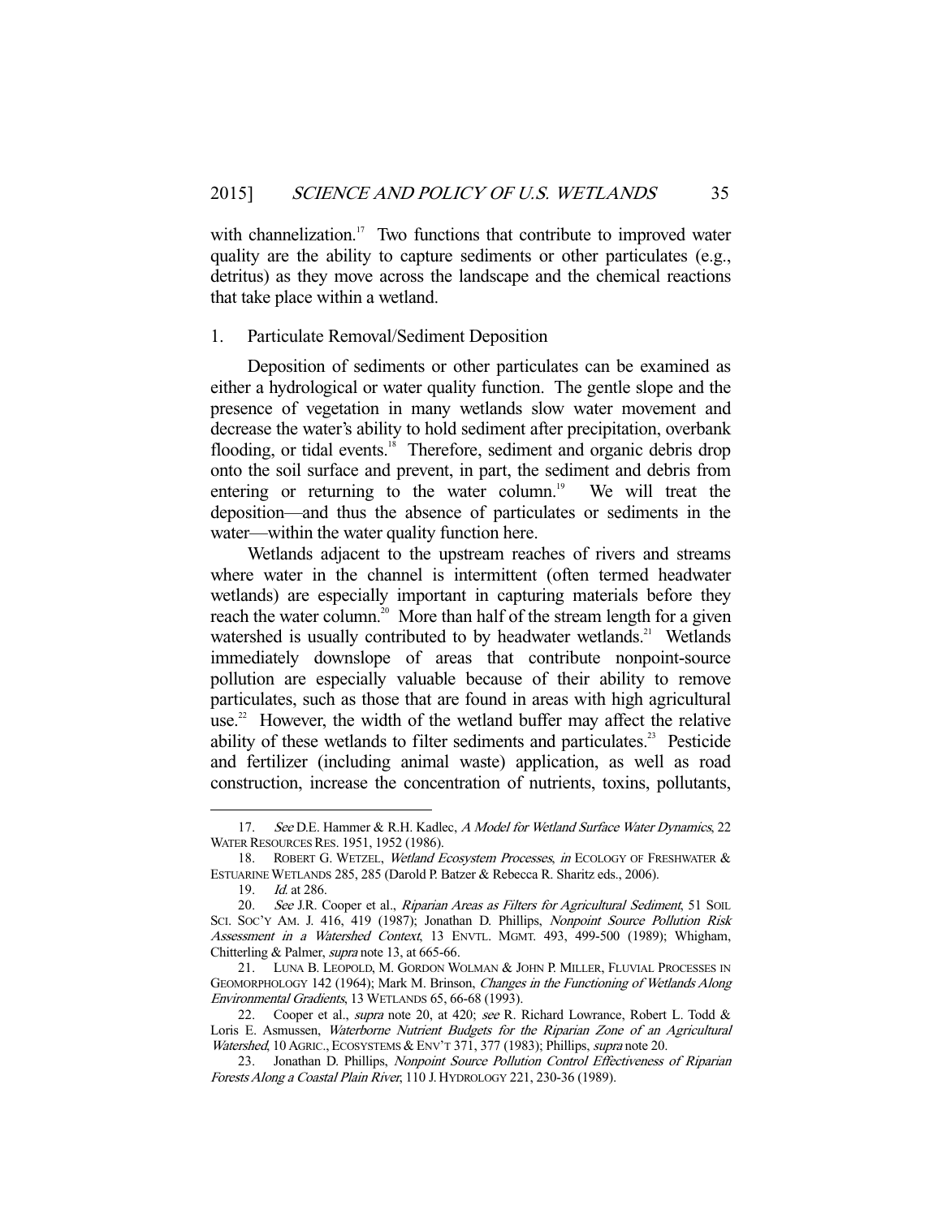with channelization.[17] Two functions that contribute to improved water quality are the ability to capture sediments or other particulates (e.g., detritus) as they move across the landscape and the chemical reactions that take place within a wetland.

### 1. Particulate Removal/Sediment Deposition

Deposition of sediments or other particulates can be examined as either a hydrological or water quality function. The gentle slope and the presence of vegetation in many wetlands slow water movement and decrease the water's ability to hold sediment after precipitation, overbank flooding, or tidal events.[18] Therefore, sediment and organic debris drop onto the soil surface and prevent, in part, the sediment and debris from entering or returning to the water column.[19] We will treat the deposition—and thus the absence of particulates or sediments in the water—within the water quality function here.

Wetlands adjacent to the upstream reaches of rivers and streams where water in the channel is intermittent (often termed headwater wetlands) are especially important in capturing materials before they reach the water column.[20] More than half of the stream length for a given watershed is usually contributed to by headwater wetlands.[21] Wetlands immediately downslope of areas that contribute nonpoint-source pollution are especially valuable because of their ability to remove particulates, such as those that are found in areas with high agricultural use.[22] However, the width of the wetland buffer may affect the relative ability of these wetlands to filter sediments and particulates.[23] Pesticide and fertilizer (including animal waste) application, as well as road construction, increase the concentration of nutrients, toxins, pollutants,

---

17. *See* D.E. Hammer & R.H. Kadlec, *A Model for Wetland Surface Water Dynamics*, 22 WATER RESOURCES RES. 1951, 1952 (1986).

18. ROBERT G. WETZEL, *Wetland Ecosystem Processes*, *in* ECOLOGY OF FRESHWATER & ESTUARINE WETLANDS 285, 285 (Darold P. Batzer & Rebecca R. Sharitz eds., 2006).

19. *Id.* at 286.

20. *See* J.R. Cooper et al., *Riparian Areas as Filters for Agricultural Sediment*, 51 SOIL SCI. SOC'Y AM. J. 416, 419 (1987); Jonathan D. Phillips, *Nonpoint Source Pollution Risk Assessment in a Watershed Context*, 13 ENVTL. MGMT. 493, 499-500 (1989); Whigham, Chitterling & Palmer, *supra* note 13, at 665-66.

21. LUNA B. LEOPOLD, M. GORDON WOLMAN & JOHN P. MILLER, FLUVIAL PROCESSES IN GEOMORPHOLOGY 142 (1964); Mark M. Brinson, *Changes in the Functioning of Wetlands Along Environmental Gradients*, 13 WETLANDS 65, 66-68 (1993).

22. Cooper et al., *supra* note 20, at 420; *see* R. Richard Lowrance, Robert L. Todd & Loris E. Asmussen, *Waterborne Nutrient Budgets for the Riparian Zone of an Agricultural Watershed*, 10 AGRIC., ECOSYSTEMS & ENV'T 371, 377 (1983); Phillips, *supra* note 20.

23. Jonathan D. Phillips, *Nonpoint Source Pollution Control Effectiveness of Riparian Forests Along a Coastal Plain River*, 110 J. HYDROLOGY 221, 230-36 (1989).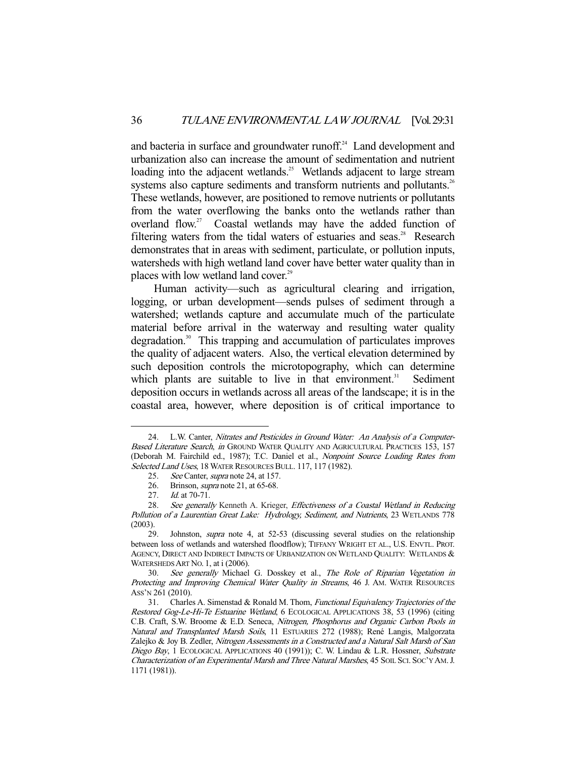and bacteria in surface and groundwater runoff.[24] Land development and urbanization also can increase the amount of sedimentation and nutrient loading into the adjacent wetlands.[25] Wetlands adjacent to large stream systems also capture sediments and transform nutrients and pollutants.[26] These wetlands, however, are positioned to remove nutrients or pollutants from the water overflowing the banks onto the wetlands rather than overland flow.[27] Coastal wetlands may have the added function of filtering waters from the tidal waters of estuaries and seas.[28] Research demonstrates that in areas with sediment, particulate, or pollution inputs, watersheds with high wetland land cover have better water quality than in places with low wetland land cover.[29]

Human activity—such as agricultural clearing and irrigation, logging, or urban development—sends pulses of sediment through a watershed; wetlands capture and accumulate much of the particulate material before arrival in the waterway and resulting water quality degradation.[30] This trapping and accumulation of particulates improves the quality of adjacent waters. Also, the vertical elevation determined by such deposition controls the microtopography, which can determine which plants are suitable to live in that environment.[31] Sediment deposition occurs in wetlands across all areas of the landscape; it is in the coastal area, however, where deposition is of critical importance to

---

24. L.W. Canter, *Nitrates and Pesticides in Ground Water: An Analysis of a Computer-Based Literature Search*, *in* GROUND WATER QUALITY AND AGRICULTURAL PRACTICES 153, 157 (Deborah M. Fairchild ed., 1987); T.C. Daniel et al., *Nonpoint Source Loading Rates from Selected Land Uses*, 18 WATER RESOURCES BULL. 117, 117 (1982).

25. *See* Canter, *supra* note 24, at 157.

26. Brinson, *supra* note 21, at 65-68.

27. *Id.* at 70-71.

28. *See generally* Kenneth A. Krieger, *Effectiveness of a Coastal Wetland in Reducing Pollution of a Laurentian Great Lake: Hydrology, Sediment, and Nutrients*, 23 WETLANDS 778 (2003).

29. Johnston, *supra* note 4, at 52-53 (discussing several studies on the relationship between loss of wetlands and watershed floodflow); TIFFANY WRIGHT ET AL., U.S. ENVTL. PROT. AGENCY, DIRECT AND INDIRECT IMPACTS OF URBANIZATION ON WETLAND QUALITY: WETLANDS & WATERSHEDS ART NO. 1, at i (2006).

30. *See generally* Michael G. Dosskey et al., *The Role of Riparian Vegetation in Protecting and Improving Chemical Water Quality in Streams*, 46 J. AM. WATER RESOURCES ASS'N 261 (2010).

31. Charles A. Simenstad & Ronald M. Thom, *Functional Equivalency Trajectories of the Restored Gog-Le-Hi-Te Estuarine Wetland*, 6 ECOLOGICAL APPLICATIONS 38, 53 (1996) (citing C.B. Craft, S.W. Broome & E.D. Seneca, *Nitrogen, Phosphorus and Organic Carbon Pools in Natural and Transplanted Marsh Soils*, 11 ESTUARIES 272 (1988); René Langis, Malgorzata Zalejko & Joy B. Zedler, *Nitrogen Assessments in a Constructed and a Natural Salt Marsh of San Diego Bay*, 1 ECOLOGICAL APPLICATIONS 40 (1991)); C. W. Lindau & L.R. Hossner, *Substrate Characterization of an Experimental Marsh and Three Natural Marshes*, 45 SOIL SCI. SOC'Y AM. J. 1171 (1981)).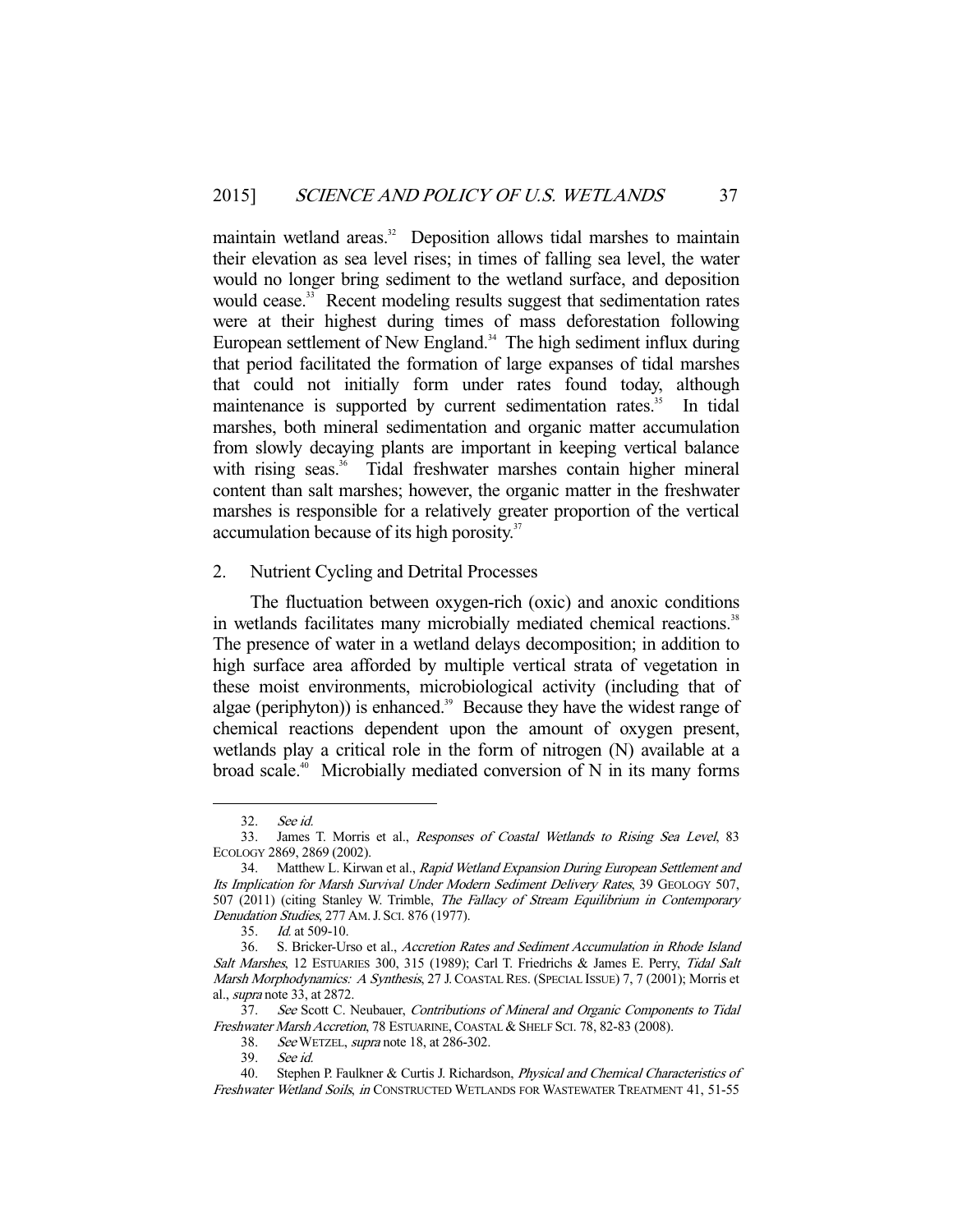maintain wetland areas.[32] Deposition allows tidal marshes to maintain their elevation as sea level rises; in times of falling sea level, the water would no longer bring sediment to the wetland surface, and deposition would cease.[33] Recent modeling results suggest that sedimentation rates were at their highest during times of mass deforestation following European settlement of New England.[34] The high sediment influx during that period facilitated the formation of large expanses of tidal marshes that could not initially form under rates found today, although maintenance is supported by current sedimentation rates.[35] In tidal marshes, both mineral sedimentation and organic matter accumulation from slowly decaying plants are important in keeping vertical balance with rising seas.[36] Tidal freshwater marshes contain higher mineral content than salt marshes; however, the organic matter in the freshwater marshes is responsible for a relatively greater proportion of the vertical accumulation because of its high porosity.[37]

### 2. Nutrient Cycling and Detrital Processes

The fluctuation between oxygen-rich (oxic) and anoxic conditions in wetlands facilitates many microbially mediated chemical reactions.[38] The presence of water in a wetland delays decomposition; in addition to high surface area afforded by multiple vertical strata of vegetation in these moist environments, microbiological activity (including that of algae (periphyton)) is enhanced.[39] Because they have the widest range of chemical reactions dependent upon the amount of oxygen present, wetlands play a critical role in the form of nitrogen (N) available at a broad scale.[40] Microbially mediated conversion of N in its many forms

---

32. *See id.*

33. James T. Morris et al., *Responses of Coastal Wetlands to Rising Sea Level*, 83 ECOLOGY 2869, 2869 (2002).

34. Matthew L. Kirwan et al., *Rapid Wetland Expansion During European Settlement and Its Implication for Marsh Survival Under Modern Sediment Delivery Rates*, 39 GEOLOGY 507, 507 (2011) (citing Stanley W. Trimble, *The Fallacy of Stream Equilibrium in Contemporary Denudation Studies*, 277 AM. J. SCI. 876 (1977).

35. *Id.* at 509-10.

36. S. Bricker-Urso et al., *Accretion Rates and Sediment Accumulation in Rhode Island Salt Marshes*, 12 ESTUARIES 300, 315 (1989); Carl T. Friedrichs & James E. Perry, *Tidal Salt Marsh Morphodynamics: A Synthesis*, 27 J. COASTAL RES. (SPECIAL ISSUE) 7, 7 (2001); Morris et al., *supra* note 33, at 2872.

37. *See* Scott C. Neubauer, *Contributions of Mineral and Organic Components to Tidal Freshwater Marsh Accretion*, 78 ESTUARINE, COASTAL & SHELF SCI. 78, 82-83 (2008).

38. *See* WETZEL, *supra* note 18, at 286-302.

39. *See id.*

40. Stephen P. Faulkner & Curtis J. Richardson, *Physical and Chemical Characteristics of Freshwater Wetland Soils*, *in* CONSTRUCTED WETLANDS FOR WASTEWATER TREATMENT 41, 51-55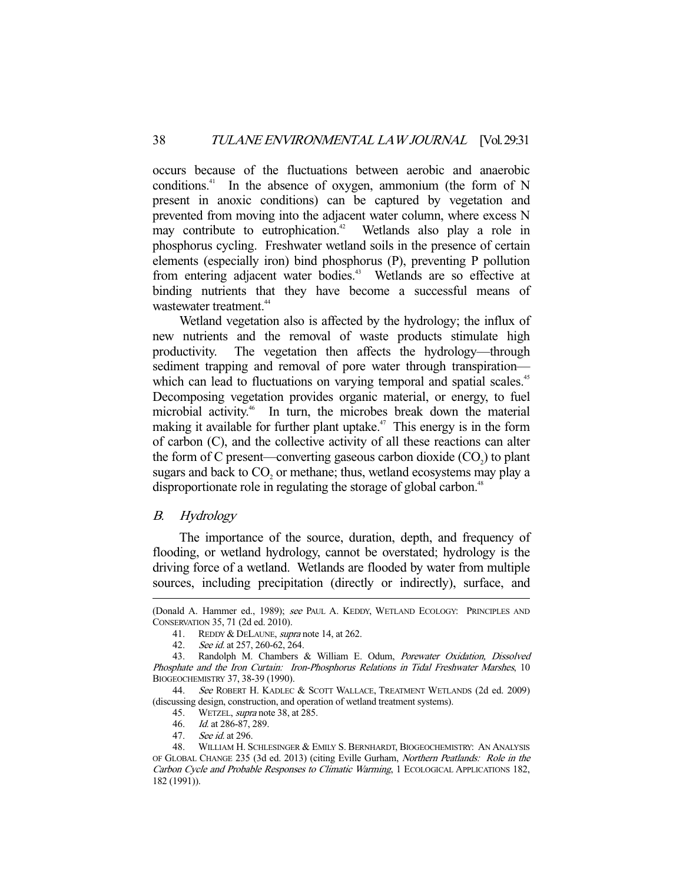occurs because of the fluctuations between aerobic and anaerobic conditions.[41] In the absence of oxygen, ammonium (the form of N present in anoxic conditions) can be captured by vegetation and prevented from moving into the adjacent water column, where excess N may contribute to eutrophication.[42] Wetlands also play a role in phosphorus cycling. Freshwater wetland soils in the presence of certain elements (especially iron) bind phosphorus (P), preventing P pollution from entering adjacent water bodies.[43] Wetlands are so effective at binding nutrients that they have become a successful means of wastewater treatment.[44]

Wetland vegetation also is affected by the hydrology; the influx of new nutrients and the removal of waste products stimulate high productivity. The vegetation then affects the hydrology—through sediment trapping and removal of pore water through transpiration—which can lead to fluctuations on varying temporal and spatial scales.[45] Decomposing vegetation provides organic material, or energy, to fuel microbial activity.[46] In turn, the microbes break down the material making it available for further plant uptake.[47] This energy is in the form of carbon (C), and the collective activity of all these reactions can alter the form of C present—converting gaseous carbon dioxide ($CO_2$) to plant sugars and back to $CO_2$ or methane; thus, wetland ecosystems may play a disproportionate role in regulating the storage of global carbon.[48]

### *B. Hydrology*

The importance of the source, duration, depth, and frequency of flooding, or wetland hydrology, cannot be overstated; hydrology is the driving force of a wetland. Wetlands are flooded by water from multiple sources, including precipitation (directly or indirectly), surface, and

---

(Donald A. Hammer ed., 1989); *see* PAUL A. KEDDY, WETLAND ECOLOGY: PRINCIPLES AND CONSERVATION 35, 71 (2d ed. 2010).

41. REDDY & DELAUNE, *supra* note 14, at 262.

42. *See id.* at 257, 260-62, 264.

43. Randolph M. Chambers & William E. Odum, *Porewater Oxidation, Dissolved Phosphate and the Iron Curtain: Iron-Phosphorus Relations in Tidal Freshwater Marshes*, 10 BIOGEOCHEMISTRY 37, 38-39 (1990).

44. *See* ROBERT H. KADLEC & SCOTT WALLACE, TREATMENT WETLANDS (2d ed. 2009) (discussing design, construction, and operation of wetland treatment systems).

45. WETZEL, *supra* note 38, at 285.

46. *Id.* at 286-87, 289.

47. *See id.* at 296.

48. WILLIAM H. SCHLESINGER & EMILY S. BERNHARDT, BIOGEOCHEMISTRY: AN ANALYSIS OF GLOBAL CHANGE 235 (3d ed. 2013) (citing Eville Gurham, *Northern Peatlands: Role in the Carbon Cycle and Probable Responses to Climatic Warming*, 1 ECOLOGICAL APPLICATIONS 182, 182 (1991)).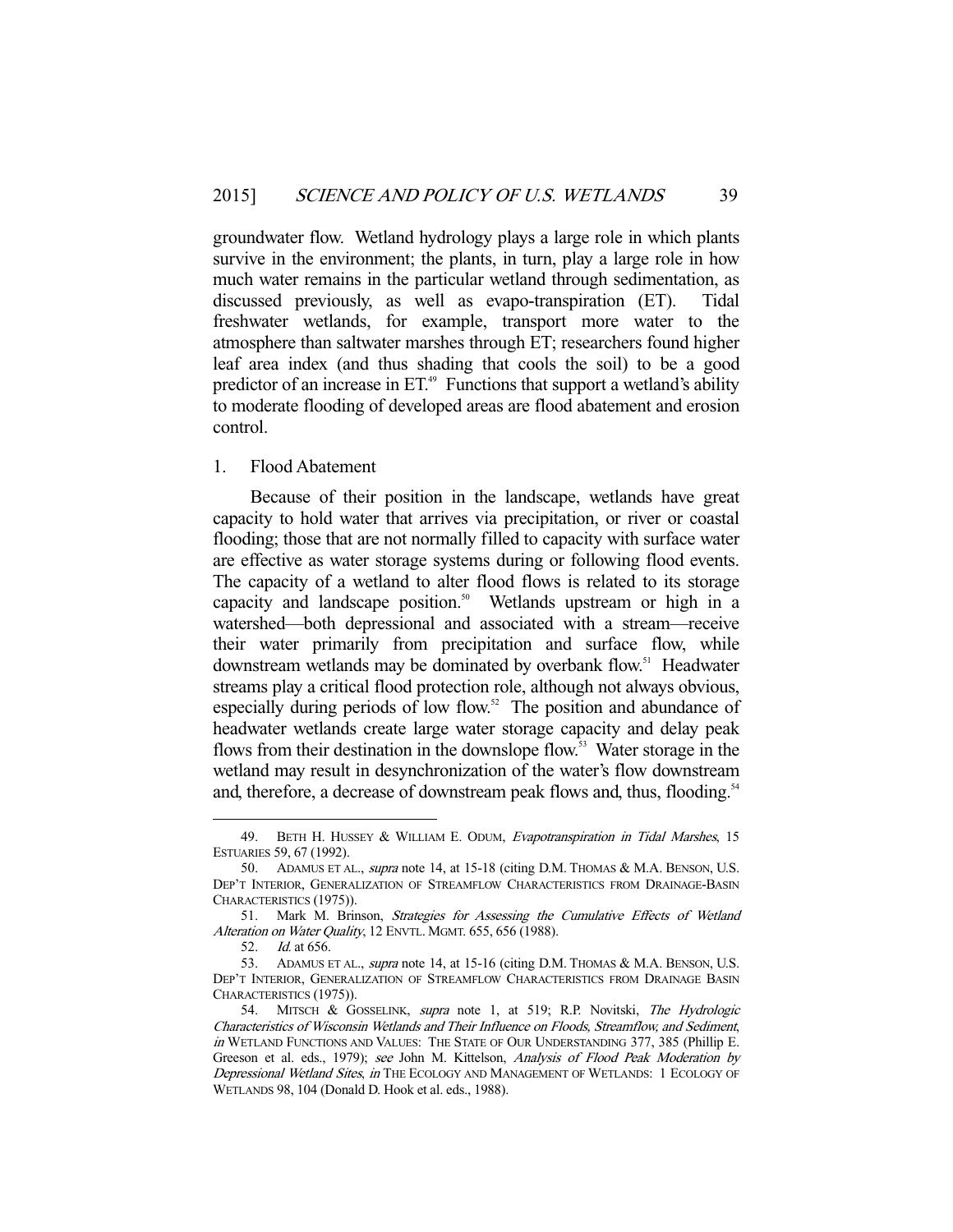groundwater flow. Wetland hydrology plays a large role in which plants survive in the environment; the plants, in turn, play a large role in how much water remains in the particular wetland through sedimentation, as discussed previously, as well as evapo-transpiration (ET). Tidal freshwater wetlands, for example, transport more water to the atmosphere than saltwater marshes through ET; researchers found higher leaf area index (and thus shading that cools the soil) to be a good predictor of an increase in ET.[49] Functions that support a wetland's ability to moderate flooding of developed areas are flood abatement and erosion control.

### 1. Flood Abatement

Because of their position in the landscape, wetlands have great capacity to hold water that arrives via precipitation, or river or coastal flooding; those that are not normally filled to capacity with surface water are effective as water storage systems during or following flood events. The capacity of a wetland to alter flood flows is related to its storage capacity and landscape position.[50] Wetlands upstream or high in a watershed—both depressional and associated with a stream—receive their water primarily from precipitation and surface flow, while downstream wetlands may be dominated by overbank flow.[51] Headwater streams play a critical flood protection role, although not always obvious, especially during periods of low flow.[52] The position and abundance of headwater wetlands create large water storage capacity and delay peak flows from their destination in the downslope flow.[53] Water storage in the wetland may result in desynchronization of the water's flow downstream and, therefore, a decrease of downstream peak flows and, thus, flooding.[54]

---

49. BETH H. HUSSEY & WILLIAM E. ODUM, *Evapotranspiration in Tidal Marshes*, 15 ESTUARIES 59, 67 (1992).

50. ADAMUS ET AL., *supra* note 14, at 15-18 (citing D.M. THOMAS & M.A. BENSON, U.S. DEP'T INTERIOR, GENERALIZATION OF STREAMFLOW CHARACTERISTICS FROM DRAINAGE-BASIN CHARACTERISTICS (1975)).

51. Mark M. Brinson, *Strategies for Assessing the Cumulative Effects of Wetland Alteration on Water Quality*, 12 ENVTL. MGMT. 655, 656 (1988).

52. *Id.* at 656.

53. ADAMUS ET AL., *supra* note 14, at 15-16 (citing D.M. THOMAS & M.A. BENSON, U.S. DEP'T INTERIOR, GENERALIZATION OF STREAMFLOW CHARACTERISTICS FROM DRAINAGE BASIN CHARACTERISTICS (1975)).

54. MITSCH & GOSSELINK, *supra* note 1, at 519; R.P. Novitski, *The Hydrologic Characteristics of Wisconsin Wetlands and Their Influence on Floods, Streamflow, and Sediment*, *in* WETLAND FUNCTIONS AND VALUES: THE STATE OF OUR UNDERSTANDING 377, 385 (Phillip E. Greeson et al. eds., 1979); *see* John M. Kittelson, *Analysis of Flood Peak Moderation by Depressional Wetland Sites*, *in* THE ECOLOGY AND MANAGEMENT OF WETLANDS: 1 ECOLOGY OF WETLANDS 98, 104 (Donald D. Hook et al. eds., 1988).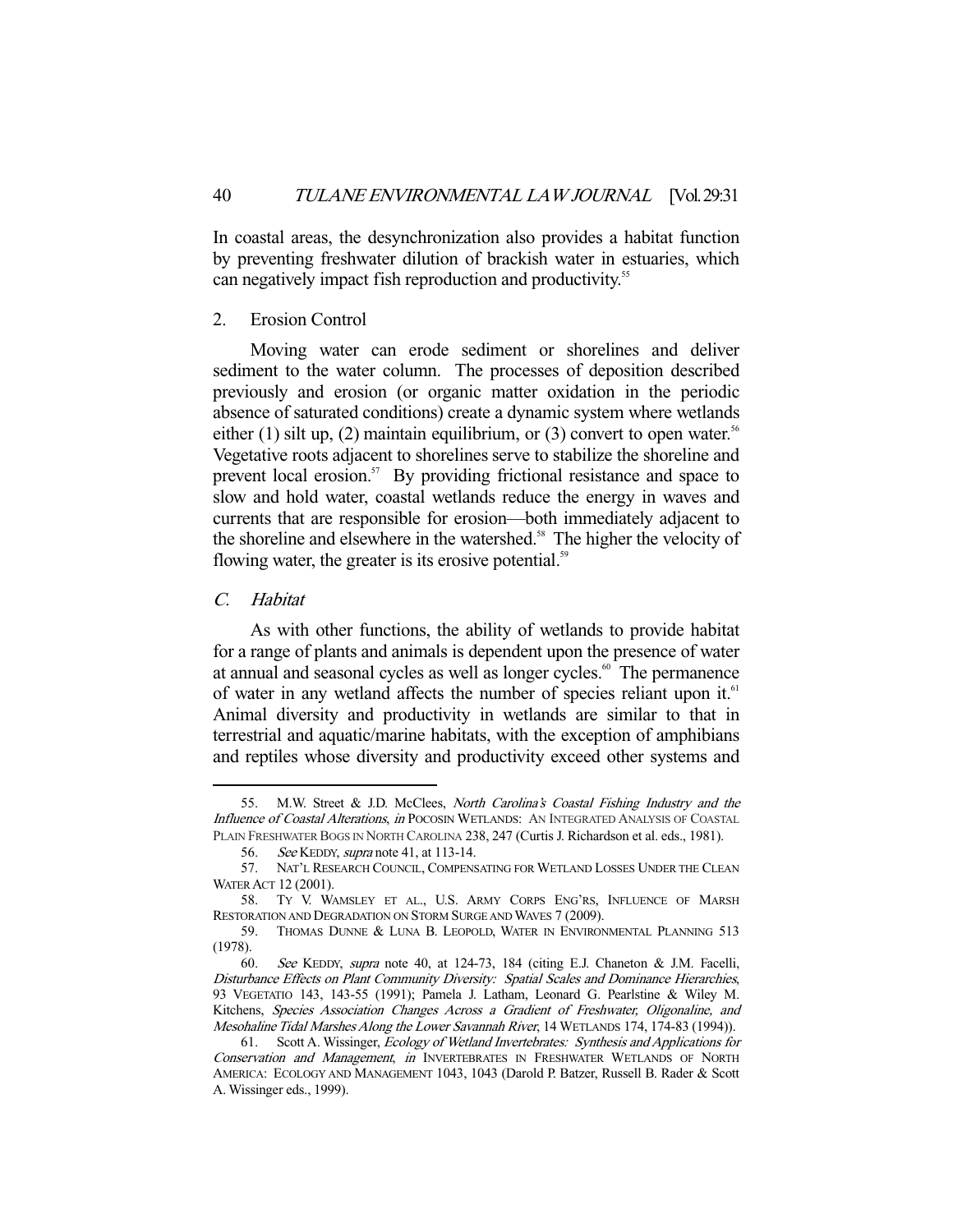In coastal areas, the desynchronization also provides a habitat function by preventing freshwater dilution of brackish water in estuaries, which can negatively impact fish reproduction and productivity.[55]

### 2. Erosion Control

Moving water can erode sediment or shorelines and deliver sediment to the water column. The processes of deposition described previously and erosion (or organic matter oxidation in the periodic absence of saturated conditions) create a dynamic system where wetlands either (1) silt up, (2) maintain equilibrium, or (3) convert to open water.[56] Vegetative roots adjacent to shorelines serve to stabilize the shoreline and prevent local erosion.[57] By providing frictional resistance and space to slow and hold water, coastal wetlands reduce the energy in waves and currents that are responsible for erosion—both immediately adjacent to the shoreline and elsewhere in the watershed.[58] The higher the velocity of flowing water, the greater is its erosive potential.[59]

## *C. Habitat*

As with other functions, the ability of wetlands to provide habitat for a range of plants and animals is dependent upon the presence of water at annual and seasonal cycles as well as longer cycles.[60] The permanence of water in any wetland affects the number of species reliant upon it.[61] Animal diversity and productivity in wetlands are similar to that in terrestrial and aquatic/marine habitats, with the exception of amphibians and reptiles whose diversity and productivity exceed other systems and

---

55. M.W. Street & J.D. McClees, *North Carolina's Coastal Fishing Industry and the Influence of Coastal Alterations*, *in* POCOSIN WETLANDS: AN INTEGRATED ANALYSIS OF COASTAL PLAIN FRESHWATER BOGS IN NORTH CAROLINA 238, 247 (Curtis J. Richardson et al. eds., 1981).

56. *See* KEDDY, *supra* note 41, at 113-14.

57. NAT'L RESEARCH COUNCIL, COMPENSATING FOR WETLAND LOSSES UNDER THE CLEAN WATER ACT 12 (2001).

58. TY V. WAMSLEY ET AL., U.S. ARMY CORPS ENG'RS, INFLUENCE OF MARSH RESTORATION AND DEGRADATION ON STORM SURGE AND WAVES 7 (2009).

59. THOMAS DUNNE & LUNA B. LEOPOLD, WATER IN ENVIRONMENTAL PLANNING 513 (1978).

60. *See* KEDDY, *supra* note 40, at 124-73, 184 (citing E.J. Chaneton & J.M. Facelli, *Disturbance Effects on Plant Community Diversity: Spatial Scales and Dominance Hierarchies*, 93 VEGETATIO 143, 143-55 (1991); Pamela J. Latham, Leonard G. Pearlstine & Wiley M. Kitchens, *Species Association Changes Across a Gradient of Freshwater, Oligonaline, and Mesohaline Tidal Marshes Along the Lower Savannah River*, 14 WETLANDS 174, 174-83 (1994)).

61. Scott A. Wissinger, *Ecology of Wetland Invertebrates: Synthesis and Applications for Conservation and Management*, *in* INVERTEBRATES IN FRESHWATER WETLANDS OF NORTH AMERICA: ECOLOGY AND MANAGEMENT 1043, 1043 (Darold P. Batzer, Russell B. Rader & Scott A. Wissinger eds., 1999).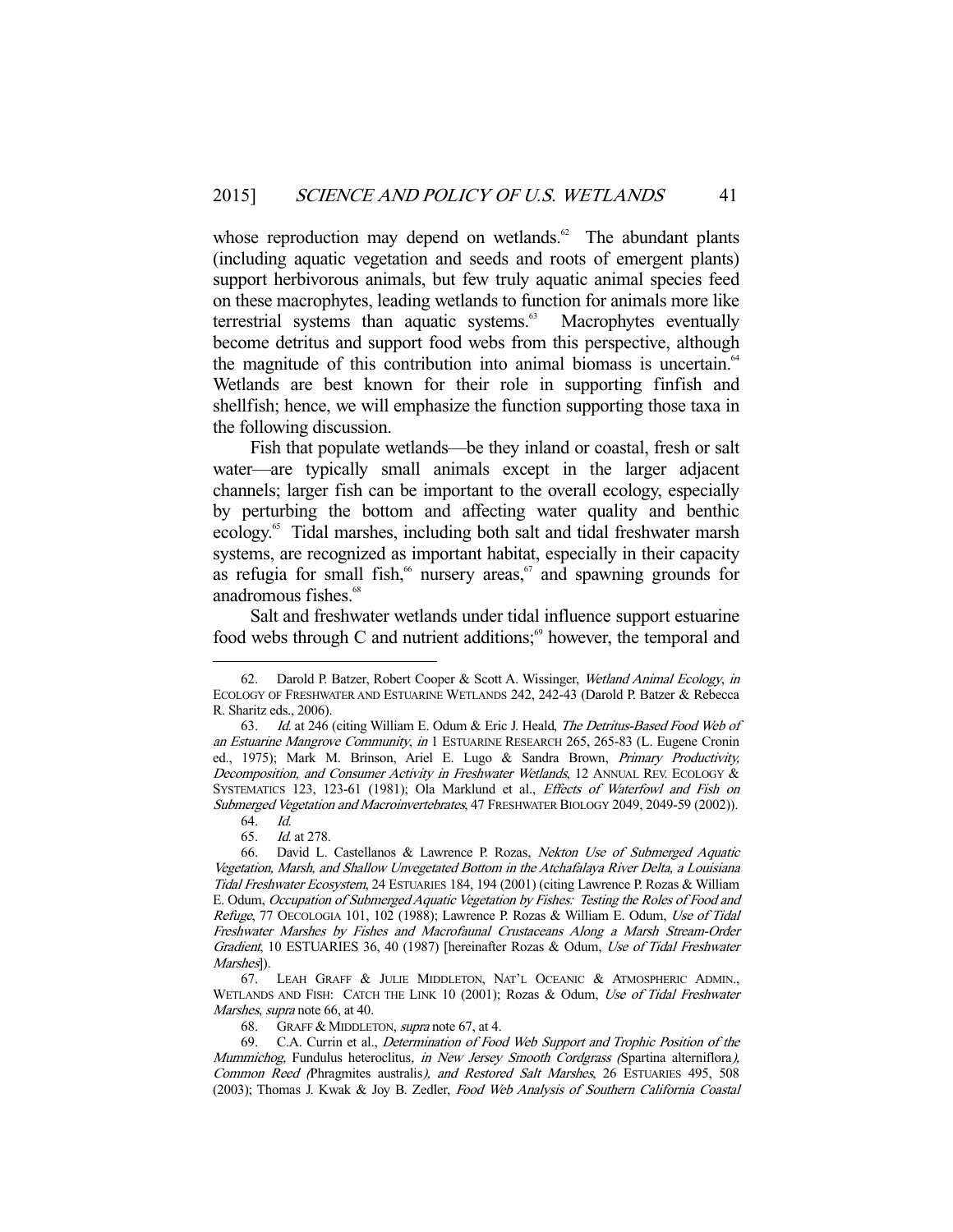whose reproduction may depend on wetlands.[62] The abundant plants (including aquatic vegetation and seeds and roots of emergent plants) support herbivorous animals, but few truly aquatic animal species feed on these macrophytes, leading wetlands to function for animals more like terrestrial systems than aquatic systems.[63] Macrophytes eventually become detritus and support food webs from this perspective, although the magnitude of this contribution into animal biomass is uncertain.[64] Wetlands are best known for their role in supporting finfish and shellfish; hence, we will emphasize the function supporting those taxa in the following discussion.

Fish that populate wetlands—be they inland or coastal, fresh or salt water—are typically small animals except in the larger adjacent channels; larger fish can be important to the overall ecology, especially by perturbing the bottom and affecting water quality and benthic ecology.[65] Tidal marshes, including both salt and tidal freshwater marsh systems, are recognized as important habitat, especially in their capacity as refugia for small fish,[66] nursery areas,[67] and spawning grounds for anadromous fishes.[68]

Salt and freshwater wetlands under tidal influence support estuarine food webs through C and nutrient additions;[69] however, the temporal and

---

62. Darold P. Batzer, Robert Cooper & Scott A. Wissinger, *Wetland Animal Ecology*, *in* ECOLOGY OF FRESHWATER AND ESTUARINE WETLANDS 242, 242-43 (Darold P. Batzer & Rebecca R. Sharitz eds., 2006).

63. *Id.* at 246 (citing William E. Odum & Eric J. Heald, *The Detritus-Based Food Web of an Estuarine Mangrove Community*, *in* 1 ESTUARINE RESEARCH 265, 265-83 (L. Eugene Cronin ed., 1975); Mark M. Brinson, Ariel E. Lugo & Sandra Brown, *Primary Productivity, Decomposition, and Consumer Activity in Freshwater Wetlands*, 12 ANNUAL REV. ECOLOGY & SYSTEMATICS 123, 123-61 (1981); Ola Marklund et al., *Effects of Waterfowl and Fish on Submerged Vegetation and Macroinvertebrates*, 47 FRESHWATER BIOLOGY 2049, 2049-59 (2002)).

64. *Id.*

65. *Id.* at 278.

66. David L. Castellanos & Lawrence P. Rozas, *Nekton Use of Submerged Aquatic Vegetation, Marsh, and Shallow Unvegetated Bottom in the Atchafalaya River Delta, a Louisiana Tidal Freshwater Ecosystem*, 24 ESTUARIES 184, 194 (2001) (citing Lawrence P. Rozas & William E. Odum, *Occupation of Submerged Aquatic Vegetation by Fishes: Testing the Roles of Food and Refuge*, 77 OECOLOGIA 101, 102 (1988); Lawrence P. Rozas & William E. Odum, *Use of Tidal Freshwater Marshes by Fishes and Macrofaunal Crustaceans Along a Marsh Stream-Order Gradient*, 10 ESTUARIES 36, 40 (1987) [hereinafter Rozas & Odum, *Use of Tidal Freshwater Marshes*]).

67. LEAH GRAFF & JULIE MIDDLETON, NAT'L OCEANIC & ATMOSPHERIC ADMIN., WETLANDS AND FISH: CATCH THE LINK 10 (2001); Rozas & Odum, *Use of Tidal Freshwater Marshes*, *supra* note 66, at 40.

68. GRAFF & MIDDLETON, *supra* note 67, at 4.

69. C.A. Currin et al., *Determination of Food Web Support and Trophic Position of the Mummichog,* Fundulus heteroclitus*, in New Jersey Smooth Cordgrass (*Spartina alterniflora*), Common Reed (*Phragmites australis*), and Restored Salt Marshes*, 26 ESTUARIES 495, 508 (2003); Thomas J. Kwak & Joy B. Zedler, *Food Web Analysis of Southern California Coastal*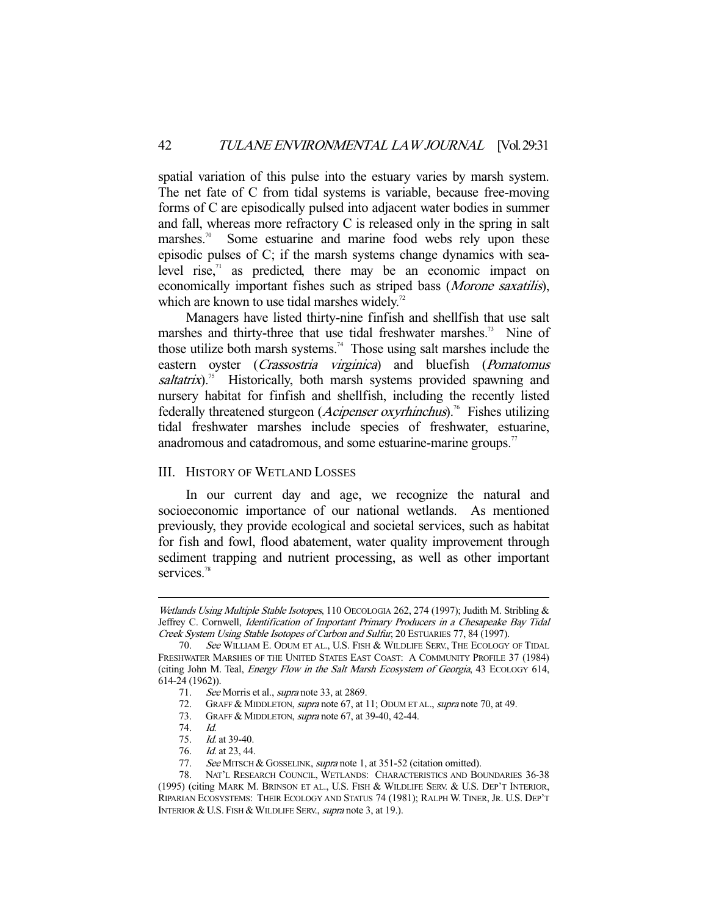spatial variation of this pulse into the estuary varies by marsh system. The net fate of C from tidal systems is variable, because free-moving forms of C are episodically pulsed into adjacent water bodies in summer and fall, whereas more refractory C is released only in the spring in salt marshes.[70] Some estuarine and marine food webs rely upon these episodic pulses of C; if the marsh systems change dynamics with sea-level rise,[71] as predicted, there may be an economic impact on economically important fishes such as striped bass (*Morone saxatilis*), which are known to use tidal marshes widely.[72]

Managers have listed thirty-nine finfish and shellfish that use salt marshes and thirty-three that use tidal freshwater marshes.[73] Nine of those utilize both marsh systems.[74] Those using salt marshes include the eastern oyster (*Crassostria virginica*) and bluefish (*Pomatomus saltatrix*).[75] Historically, both marsh systems provided spawning and nursery habitat for finfish and shellfish, including the recently listed federally threatened sturgeon (*Acipenser oxyrhinchus*).[76] Fishes utilizing tidal freshwater marshes include species of freshwater, estuarine, anadromous and catadromous, and some estuarine-marine groups.[77]

## III. History of Wetland Losses

In our current day and age, we recognize the natural and socioeconomic importance of our national wetlands. As mentioned previously, they provide ecological and societal services, such as habitat for fish and fowl, flood abatement, water quality improvement through sediment trapping and nutrient processing, as well as other important services.[78]

---

*Wetlands Using Multiple Stable Isotopes*, 110 OECOLOGIA 262, 274 (1997); Judith M. Stribling & Jeffrey C. Cornwell, *Identification of Important Primary Producers in a Chesapeake Bay Tidal Creek System Using Stable Isotopes of Carbon and Sulfur*, 20 ESTUARIES 77, 84 (1997).

70. *See* WILLIAM E. ODUM ET AL., U.S. FISH & WILDLIFE SERV., THE ECOLOGY OF TIDAL FRESHWATER MARSHES OF THE UNITED STATES EAST COAST: A COMMUNITY PROFILE 37 (1984) (citing John M. Teal, *Energy Flow in the Salt Marsh Ecosystem of Georgia*, 43 ECOLOGY 614, 614-24 (1962)).

71. *See* Morris et al., *supra* note 33, at 2869.

72. GRAFF & MIDDLETON, *supra* note 67, at 11; ODUM ET AL., *supra* note 70, at 49.

73. GRAFF & MIDDLETON, *supra* note 67, at 39-40, 42-44.

74. *Id.*

75. *Id.* at 39-40.

76. *Id.* at 23, 44.

77. *See* MITSCH & GOSSELINK, *supra* note 1, at 351-52 (citation omitted).

78. NAT'L RESEARCH COUNCIL, WETLANDS: CHARACTERISTICS AND BOUNDARIES 36-38 (1995) (citing MARK M. BRINSON ET AL., U.S. FISH & WILDLIFE SERV. & U.S. DEP'T INTERIOR, RIPARIAN ECOSYSTEMS: THEIR ECOLOGY AND STATUS 74 (1981); RALPH W. TINER, JR. U.S. DEP'T INTERIOR & U.S. FISH & WILDLIFE SERV., *supra* note 3, at 19.).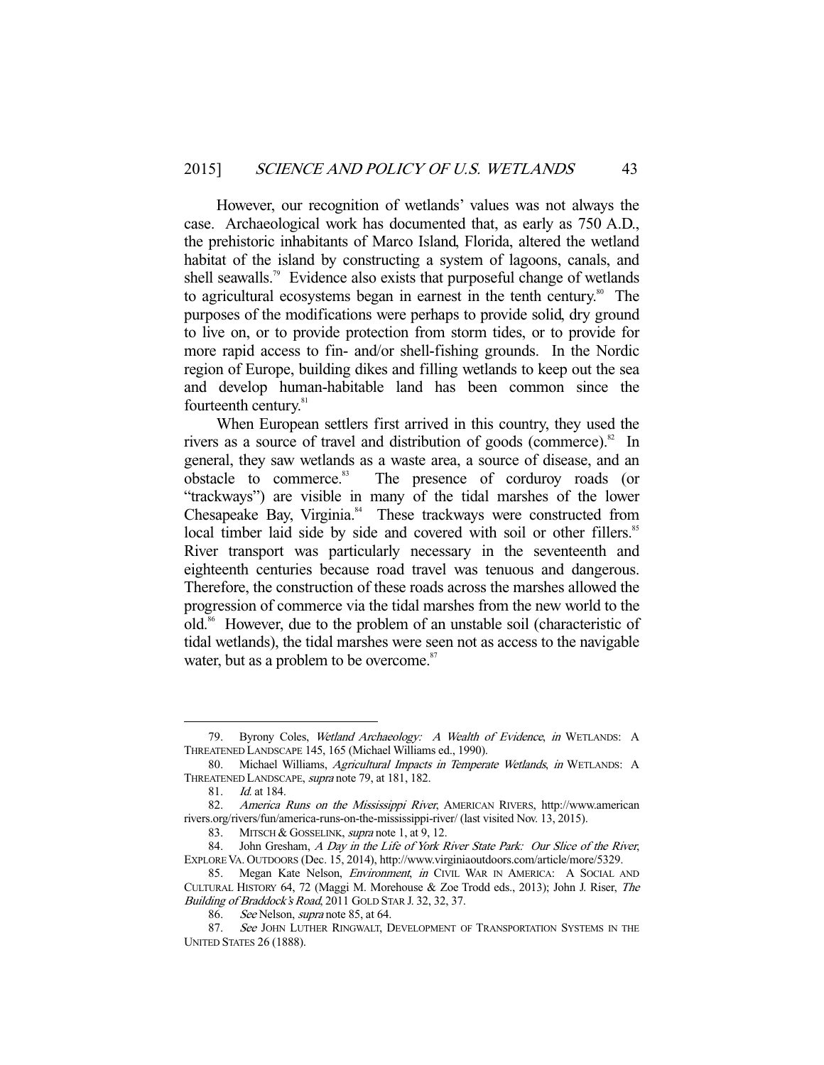However, our recognition of wetlands' values was not always the case. Archaeological work has documented that, as early as 750 A.D., the prehistoric inhabitants of Marco Island, Florida, altered the wetland habitat of the island by constructing a system of lagoons, canals, and shell seawalls.[79] Evidence also exists that purposeful change of wetlands to agricultural ecosystems began in earnest in the tenth century.[80] The purposes of the modifications were perhaps to provide solid, dry ground to live on, or to provide protection from storm tides, or to provide for more rapid access to fin- and/or shell-fishing grounds. In the Nordic region of Europe, building dikes and filling wetlands to keep out the sea and develop human-habitable land has been common since the fourteenth century.[81]

When European settlers first arrived in this country, they used the rivers as a source of travel and distribution of goods (commerce).[82] In general, they saw wetlands as a waste area, a source of disease, and an obstacle to commerce.[83] The presence of corduroy roads (or "trackways") are visible in many of the tidal marshes of the lower Chesapeake Bay, Virginia.[84] These trackways were constructed from local timber laid side by side and covered with soil or other fillers.[85] River transport was particularly necessary in the seventeenth and eighteenth centuries because road travel was tenuous and dangerous. Therefore, the construction of these roads across the marshes allowed the progression of commerce via the tidal marshes from the new world to the old.[86] However, due to the problem of an unstable soil (characteristic of tidal wetlands), the tidal marshes were seen not as access to the navigable water, but as a problem to be overcome.[87]

---

79. Byrony Coles, *Wetland Archaeology: A Wealth of Evidence*, *in* WETLANDS: A THREATENED LANDSCAPE 145, 165 (Michael Williams ed., 1990).

80. Michael Williams, *Agricultural Impacts in Temperate Wetlands*, *in* WETLANDS: A THREATENED LANDSCAPE, *supra* note 79, at 181, 182.

81. *Id.* at 184.

82. *America Runs on the Mississippi River*, AMERICAN RIVERS, http://www.americanrivers.org/rivers/fun/america-runs-on-the-mississippi-river/ (last visited Nov. 13, 2015).

83. MITSCH & GOSSELINK, *supra* note 1, at 9, 12.

84. John Gresham, *A Day in the Life of York River State Park: Our Slice of the River*, EXPLORE VA. OUTDOORS (Dec. 15, 2014), http://www.virginiaoutdoors.com/article/more/5329.

85. Megan Kate Nelson, *Environment*, *in* CIVIL WAR IN AMERICA: A SOCIAL AND CULTURAL HISTORY 64, 72 (Maggi M. Morehouse & Zoe Trodd eds., 2013); John J. Riser, *The Building of Braddock's Road*, 2011 GOLD STAR J. 32, 32, 37.

86. *See* Nelson, *supra* note 85, at 64.

87. *See* JOHN LUTHER RINGWALT, DEVELOPMENT OF TRANSPORTATION SYSTEMS IN THE UNITED STATES 26 (1888).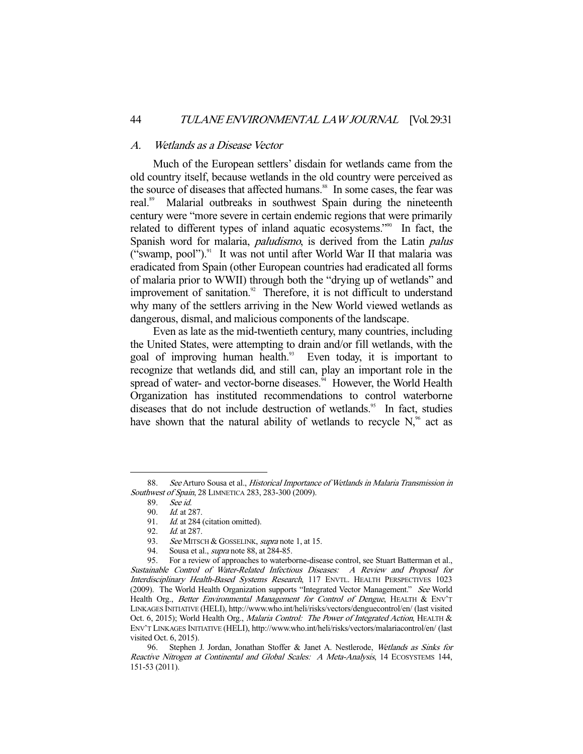### *A. Wetlands as a Disease Vector*

Much of the European settlers' disdain for wetlands came from the old country itself, because wetlands in the old country were perceived as the source of diseases that affected humans.[88] In some cases, the fear was real.[89] Malarial outbreaks in southwest Spain during the nineteenth century were "more severe in certain endemic regions that were primarily related to different types of inland aquatic ecosystems."[90] In fact, the Spanish word for malaria, *paludismo*, is derived from the Latin *palus* ("swamp, pool").[91] It was not until after World War II that malaria was eradicated from Spain (other European countries had eradicated all forms of malaria prior to WWII) through both the "drying up of wetlands" and improvement of sanitation.[92] Therefore, it is not difficult to understand why many of the settlers arriving in the New World viewed wetlands as dangerous, dismal, and malicious components of the landscape.

Even as late as the mid-twentieth century, many countries, including the United States, were attempting to drain and/or fill wetlands, with the goal of improving human health.[93] Even today, it is important to recognize that wetlands did, and still can, play an important role in the spread of water- and vector-borne diseases.[94] However, the World Health Organization has instituted recommendations to control waterborne diseases that do not include destruction of wetlands.[95] In fact, studies have shown that the natural ability of wetlands to recycle N,[96] act as

---

88. *See* Arturo Sousa et al., *Historical Importance of Wetlands in Malaria Transmission in Southwest of Spain*, 28 LIMNETICA 283, 283-300 (2009).

89. *See id.*

90. *Id.* at 287.

91. *Id.* at 284 (citation omitted).

92. *Id.* at 287.

93. *See* MITSCH & GOSSELINK, *supra* note 1, at 15.

94. Sousa et al., *supra* note 88, at 284-85.

95. For a review of approaches to waterborne-disease control, see Stuart Batterman et al., *Sustainable Control of Water-Related Infectious Diseases: A Review and Proposal for Interdisciplinary Health-Based Systems Research*, 117 ENVTL. HEALTH PERSPECTIVES 1023 (2009). The World Health Organization supports "Integrated Vector Management." *See* World Health Org., *Better Environmental Management for Control of Dengue*, HEALTH & ENV'T LINKAGES INITIATIVE (HELI), http://www.who.int/heli/risks/vectors/denguecontrol/en/ (last visited Oct. 6, 2015); World Health Org., *Malaria Control: The Power of Integrated Action*, HEALTH & ENV'T LINKAGES INITIATIVE (HELI), http://www.who.int/heli/risks/vectors/malariacontrol/en/ (last visited Oct. 6, 2015).

96. Stephen J. Jordan, Jonathan Stoffer & Janet A. Nestlerode, *Wetlands as Sinks for Reactive Nitrogen at Continental and Global Scales: A Meta-Analysis*, 14 ECOSYSTEMS 144, 151-53 (2011).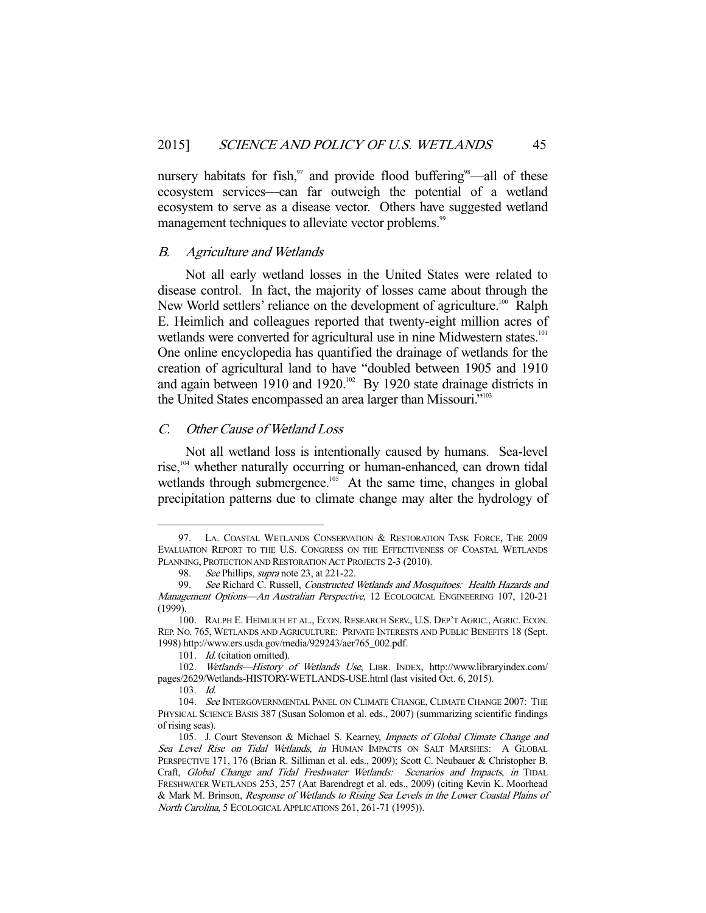nursery habitats for fish,[97] and provide flood buffering[98]—all of these ecosystem services—can far outweigh the potential of a wetland ecosystem to serve as a disease vector. Others have suggested wetland management techniques to alleviate vector problems.[99]

### *B. Agriculture and Wetlands*

Not all early wetland losses in the United States were related to disease control. In fact, the majority of losses came about through the New World settlers' reliance on the development of agriculture.[100] Ralph E. Heimlich and colleagues reported that twenty-eight million acres of wetlands were converted for agricultural use in nine Midwestern states.[101] One online encyclopedia has quantified the drainage of wetlands for the creation of agricultural land to have "doubled between 1905 and 1910 and again between 1910 and 1920.[102] By 1920 state drainage districts in the United States encompassed an area larger than Missouri."[103]

### *C. Other Cause of Wetland Loss*

Not all wetland loss is intentionally caused by humans. Sea-level rise,[104] whether naturally occurring or human-enhanced, can drown tidal wetlands through submergence.[105] At the same time, changes in global precipitation patterns due to climate change may alter the hydrology of

---

97. LA. COASTAL WETLANDS CONSERVATION & RESTORATION TASK FORCE, THE 2009 EVALUATION REPORT TO THE U.S. CONGRESS ON THE EFFECTIVENESS OF COASTAL WETLANDS PLANNING, PROTECTION AND RESTORATION ACT PROJECTS 2-3 (2010).

98. *See* Phillips, *supra* note 23, at 221-22.

99. *See* Richard C. Russell, *Constructed Wetlands and Mosquitoes: Health Hazards and Management Options—An Australian Perspective*, 12 ECOLOGICAL ENGINEERING 107, 120-21 (1999).

100. RALPH E. HEIMLICH ET AL., ECON. RESEARCH SERV., U.S. DEP'T AGRIC., AGRIC. ECON. REP. NO. 765, WETLANDS AND AGRICULTURE: PRIVATE INTERESTS AND PUBLIC BENEFITS 18 (Sept. 1998) http://www.ers.usda.gov/media/929243/aer765_002.pdf.

101. *Id.* (citation omitted).

102. *Wetlands—History of Wetlands Use*, LIBR. INDEX, http://www.libraryindex.com/pages/2629/Wetlands-HISTORY-WETLANDS-USE.html (last visited Oct. 6, 2015).

103. *Id.*

104. *See* INTERGOVERNMENTAL PANEL ON CLIMATE CHANGE, CLIMATE CHANGE 2007: THE PHYSICAL SCIENCE BASIS 387 (Susan Solomon et al. eds., 2007) (summarizing scientific findings of rising seas).

105. J. Court Stevenson & Michael S. Kearney, *Impacts of Global Climate Change and Sea Level Rise on Tidal Wetlands*, *in* HUMAN IMPACTS ON SALT MARSHES: A GLOBAL PERSPECTIVE 171, 176 (Brian R. Silliman et al. eds., 2009); Scott C. Neubauer & Christopher B. Craft, *Global Change and Tidal Freshwater Wetlands: Scenarios and Impacts*, *in* TIDAL FRESHWATER WETLANDS 253, 257 (Aat Barendregt et al. eds., 2009) (citing Kevin K. Moorhead & Mark M. Brinson, *Response of Wetlands to Rising Sea Levels in the Lower Coastal Plains of North Carolina*, 5 ECOLOGICAL APPLICATIONS 261, 261-71 (1995)).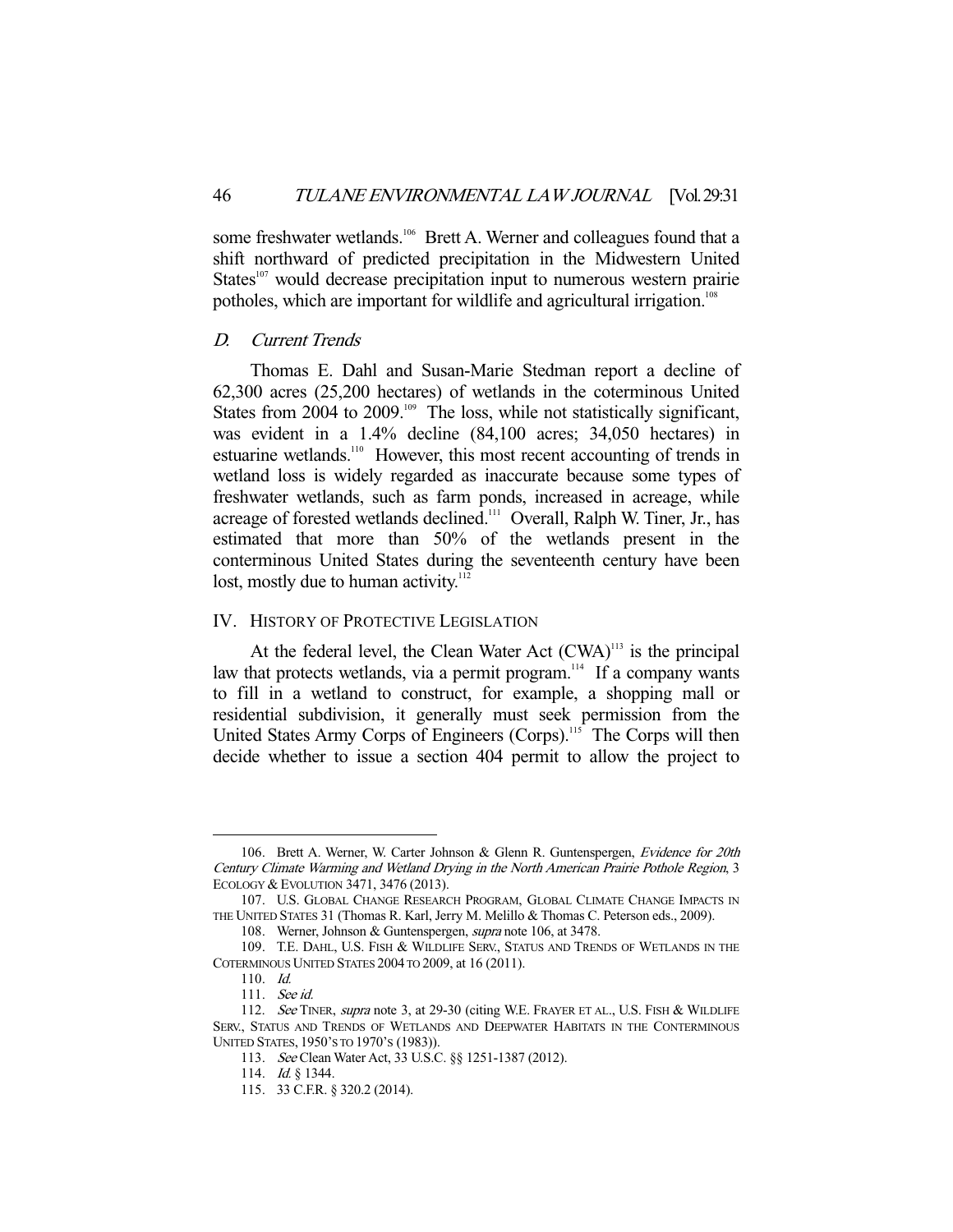some freshwater wetlands.[106] Brett A. Werner and colleagues found that a shift northward of predicted precipitation in the Midwestern United States[107] would decrease precipitation input to numerous western prairie potholes, which are important for wildlife and agricultural irrigation.[108]

### *D. Current Trends*

Thomas E. Dahl and Susan-Marie Stedman report a decline of 62,300 acres (25,200 hectares) of wetlands in the coterminous United States from 2004 to 2009.[109] The loss, while not statistically significant, was evident in a 1.4% decline (84,100 acres; 34,050 hectares) in estuarine wetlands.[110] However, this most recent accounting of trends in wetland loss is widely regarded as inaccurate because some types of freshwater wetlands, such as farm ponds, increased in acreage, while acreage of forested wetlands declined.[111] Overall, Ralph W. Tiner, Jr., has estimated that more than 50% of the wetlands present in the conterminous United States during the seventeenth century have been lost, mostly due to human activity.[112]

## IV. HISTORY OF PROTECTIVE LEGISLATION

At the federal level, the Clean Water Act (CWA)[113] is the principal law that protects wetlands, via a permit program.[114] If a company wants to fill in a wetland to construct, for example, a shopping mall or residential subdivision, it generally must seek permission from the United States Army Corps of Engineers (Corps).[115] The Corps will then decide whether to issue a section 404 permit to allow the project to

---

106. Brett A. Werner, W. Carter Johnson & Glenn R. Guntenspergen, *Evidence for 20th Century Climate Warming and Wetland Drying in the North American Prairie Pothole Region*, 3 ECOLOGY & EVOLUTION 3471, 3476 (2013).

107. U.S. GLOBAL CHANGE RESEARCH PROGRAM, GLOBAL CLIMATE CHANGE IMPACTS IN THE UNITED STATES 31 (Thomas R. Karl, Jerry M. Melillo & Thomas C. Peterson eds., 2009).

108. Werner, Johnson & Guntenspergen, *supra* note 106, at 3478.

109. T.E. DAHL, U.S. FISH & WILDLIFE SERV., STATUS AND TRENDS OF WETLANDS IN THE COTERMINOUS UNITED STATES 2004 TO 2009, at 16 (2011).

110. *Id.*

111. *See id.*

112. *See* TINER, *supra* note 3, at 29-30 (citing W.E. FRAYER ET AL., U.S. FISH & WILDLIFE SERV., STATUS AND TRENDS OF WETLANDS AND DEEPWATER HABITATS IN THE CONTERMINOUS UNITED STATES, 1950'S TO 1970'S (1983)).

113. *See* Clean Water Act, 33 U.S.C. §§ 1251-1387 (2012).

114. *Id.* § 1344.

115. 33 C.F.R. § 320.2 (2014).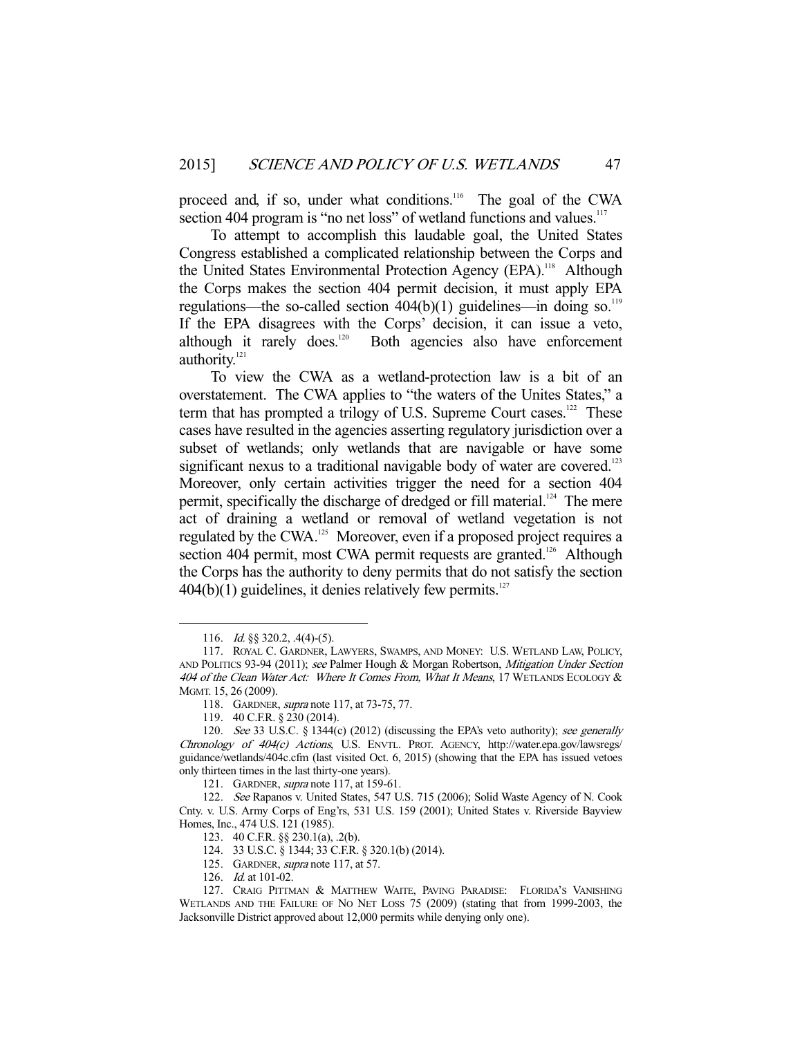proceed and, if so, under what conditions.[116] The goal of the CWA section 404 program is "no net loss" of wetland functions and values.[117]

To attempt to accomplish this laudable goal, the United States Congress established a complicated relationship between the Corps and the United States Environmental Protection Agency (EPA).[118] Although the Corps makes the section 404 permit decision, it must apply EPA regulations—the so-called section 404(b)(1) guidelines—in doing so.[119] If the EPA disagrees with the Corps' decision, it can issue a veto, although it rarely does.[120] Both agencies also have enforcement authority.[121]

To view the CWA as a wetland-protection law is a bit of an overstatement. The CWA applies to "the waters of the Unites States," a term that has prompted a trilogy of U.S. Supreme Court cases.[122] These cases have resulted in the agencies asserting regulatory jurisdiction over a subset of wetlands; only wetlands that are navigable or have some significant nexus to a traditional navigable body of water are covered.[123] Moreover, only certain activities trigger the need for a section 404 permit, specifically the discharge of dredged or fill material.[124] The mere act of draining a wetland or removal of wetland vegetation is not regulated by the CWA.[125] Moreover, even if a proposed project requires a section 404 permit, most CWA permit requests are granted.[126] Although the Corps has the authority to deny permits that do not satisfy the section 404(b)(1) guidelines, it denies relatively few permits.[127]

---

116. *Id.* §§ 320.2, .4(4)-(5).

117. ROYAL C. GARDNER, LAWYERS, SWAMPS, AND MONEY: U.S. WETLAND LAW, POLICY, AND POLITICS 93-94 (2011); *see* Palmer Hough & Morgan Robertson, *Mitigation Under Section 404 of the Clean Water Act: Where It Comes From, What It Means*, 17 WETLANDS ECOLOGY & MGMT. 15, 26 (2009).

118. GARDNER, *supra* note 117, at 73-75, 77.

119. 40 C.F.R. § 230 (2014).

120. *See* 33 U.S.C. § 1344(c) (2012) (discussing the EPA's veto authority); *see generally Chronology of 404(c) Actions*, U.S. ENVTL. PROT. AGENCY, http://water.epa.gov/lawsregs/guidance/wetlands/404c.cfm (last visited Oct. 6, 2015) (showing that the EPA has issued vetoes only thirteen times in the last thirty-one years).

121. GARDNER, *supra* note 117, at 159-61.

122. *See* Rapanos v. United States, 547 U.S. 715 (2006); Solid Waste Agency of N. Cook Cnty. v. U.S. Army Corps of Eng'rs, 531 U.S. 159 (2001); United States v. Riverside Bayview Homes, Inc., 474 U.S. 121 (1985).

123. 40 C.F.R. §§ 230.1(a), .2(b).

124. 33 U.S.C. § 1344; 33 C.F.R. § 320.1(b) (2014).

125. GARDNER, *supra* note 117, at 57.

126. *Id.* at 101-02.

127. CRAIG PITTMAN & MATTHEW WAITE, PAVING PARADISE: FLORIDA'S VANISHING WETLANDS AND THE FAILURE OF NO NET LOSS 75 (2009) (stating that from 1999-2003, the Jacksonville District approved about 12,000 permits while denying only one).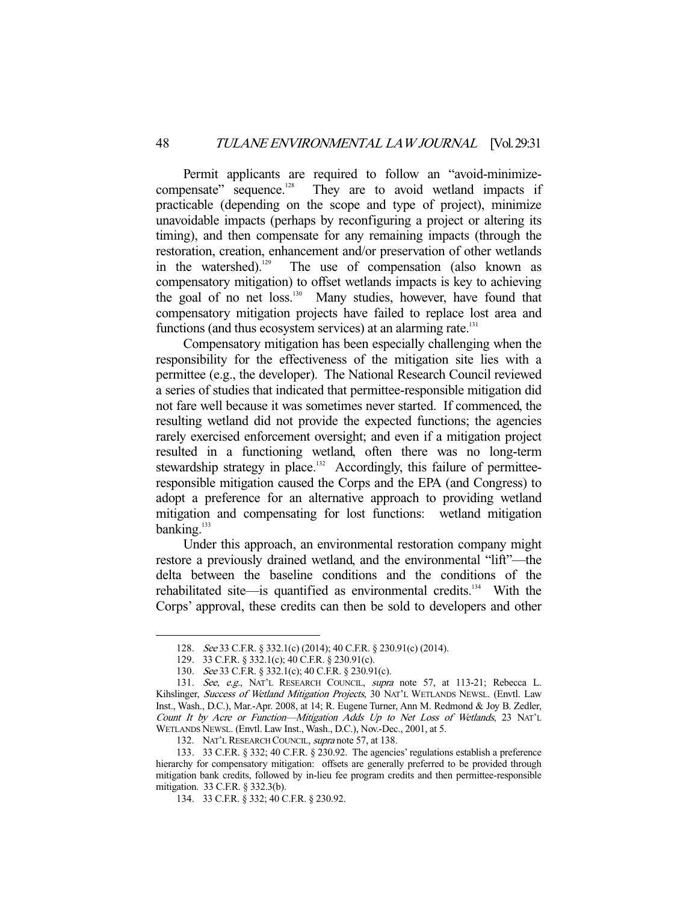Permit applicants are required to follow an "avoid-minimize-compensate" sequence.[128] They are to avoid wetland impacts if practicable (depending on the scope and type of project), minimize unavoidable impacts (perhaps by reconfiguring a project or altering its timing), and then compensate for any remaining impacts (through the restoration, creation, enhancement and/or preservation of other wetlands in the watershed).[129] The use of compensation (also known as compensatory mitigation) to offset wetlands impacts is key to achieving the goal of no net loss.[130] Many studies, however, have found that compensatory mitigation projects have failed to replace lost area and functions (and thus ecosystem services) at an alarming rate.[131]

Compensatory mitigation has been especially challenging when the responsibility for the effectiveness of the mitigation site lies with a permittee (e.g., the developer). The National Research Council reviewed a series of studies that indicated that permittee-responsible mitigation did not fare well because it was sometimes never started. If commenced, the resulting wetland did not provide the expected functions; the agencies rarely exercised enforcement oversight; and even if a mitigation project resulted in a functioning wetland, often there was no long-term stewardship strategy in place.[132] Accordingly, this failure of permittee-responsible mitigation caused the Corps and the EPA (and Congress) to adopt a preference for an alternative approach to providing wetland mitigation and compensating for lost functions: wetland mitigation banking.[133]

Under this approach, an environmental restoration company might restore a previously drained wetland, and the environmental "lift"—the delta between the baseline conditions and the conditions of the rehabilitated site—is quantified as environmental credits.[134] With the Corps' approval, these credits can then be sold to developers and other

---

128. *See* 33 C.F.R. § 332.1(c) (2014); 40 C.F.R. § 230.91(c) (2014).

129. 33 C.F.R. § 332.1(c); 40 C.F.R. § 230.91(c).

130. *See* 33 C.F.R. § 332.1(c); 40 C.F.R. § 230.91(c).

131. *See, e.g.*, NAT'L RESEARCH COUNCIL, *supra* note 57, at 113-21; Rebecca L. Kihslinger, *Success of Wetland Mitigation Projects*, 30 NAT'L WETLANDS NEWSL. (Envtl. Law Inst., Wash., D.C.), Mar.-Apr. 2008, at 14; R. Eugene Turner, Ann M. Redmond & Joy B. Zedler, *Count It by Acre or Function—Mitigation Adds Up to Net Loss of Wetlands*, 23 NAT'L WETLANDS NEWSL. (Envtl. Law Inst., Wash., D.C.), Nov.-Dec., 2001, at 5.

132. NAT'L RESEARCH COUNCIL, *supra* note 57, at 138.

133. 33 C.F.R. § 332; 40 C.F.R. § 230.92. The agencies' regulations establish a preference hierarchy for compensatory mitigation: offsets are generally preferred to be provided through mitigation bank credits, followed by in-lieu fee program credits and then permittee-responsible mitigation. 33 C.F.R. § 332.3(b).

134. 33 C.F.R. § 332; 40 C.F.R. § 230.92.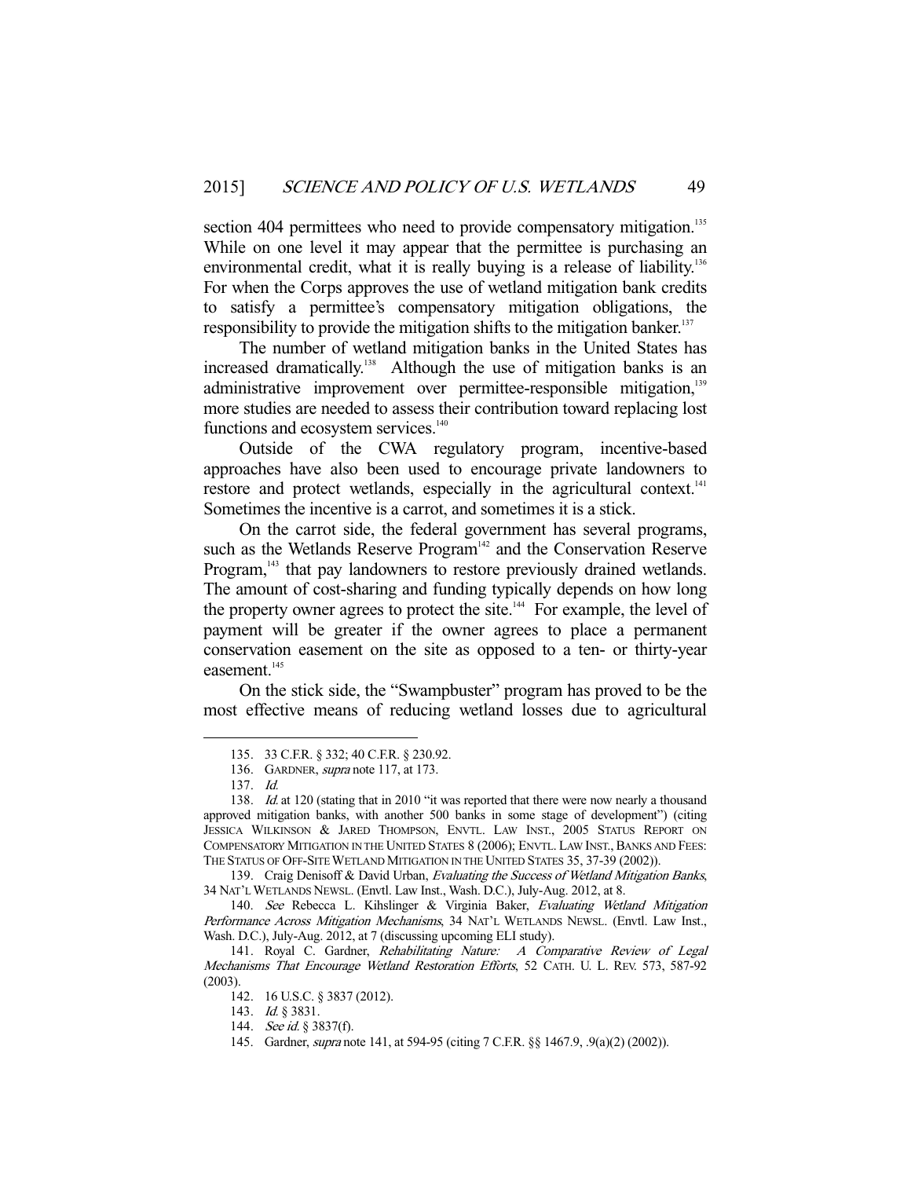section 404 permittees who need to provide compensatory mitigation.[135] While on one level it may appear that the permittee is purchasing an environmental credit, what it is really buying is a release of liability.[136] For when the Corps approves the use of wetland mitigation bank credits to satisfy a permittee's compensatory mitigation obligations, the responsibility to provide the mitigation shifts to the mitigation banker.[137]

The number of wetland mitigation banks in the United States has increased dramatically.[138] Although the use of mitigation banks is an administrative improvement over permittee-responsible mitigation,[139] more studies are needed to assess their contribution toward replacing lost functions and ecosystem services.[140]

Outside of the CWA regulatory program, incentive-based approaches have also been used to encourage private landowners to restore and protect wetlands, especially in the agricultural context.[141] Sometimes the incentive is a carrot, and sometimes it is a stick.

On the carrot side, the federal government has several programs, such as the Wetlands Reserve Program[142] and the Conservation Reserve Program,[143] that pay landowners to restore previously drained wetlands. The amount of cost-sharing and funding typically depends on how long the property owner agrees to protect the site.[144] For example, the level of payment will be greater if the owner agrees to place a permanent conservation easement on the site as opposed to a ten- or thirty-year easement.[145]

On the stick side, the "Swampbuster" program has proved to be the most effective means of reducing wetland losses due to agricultural

---

135. 33 C.F.R. § 332; 40 C.F.R. § 230.92.

136. GARDNER, *supra* note 117, at 173.

137. *Id.*

138. *Id.* at 120 (stating that in 2010 "it was reported that there were now nearly a thousand approved mitigation banks, with another 500 banks in some stage of development") (citing JESSICA WILKINSON & JARED THOMPSON, ENVTL. LAW INST., 2005 STATUS REPORT ON COMPENSATORY MITIGATION IN THE UNITED STATES 8 (2006); ENVTL. LAW INST., BANKS AND FEES: THE STATUS OF OFF-SITE WETLAND MITIGATION IN THE UNITED STATES 35, 37-39 (2002)).

139. Craig Denisoff & David Urban, *Evaluating the Success of Wetland Mitigation Banks*, 34 NAT'L WETLANDS NEWSL. (Envtl. Law Inst., Wash. D.C.), July-Aug. 2012, at 8.

140. *See* Rebecca L. Kihslinger & Virginia Baker, *Evaluating Wetland Mitigation Performance Across Mitigation Mechanisms*, 34 NAT'L WETLANDS NEWSL. (Envtl. Law Inst., Wash. D.C.), July-Aug. 2012, at 7 (discussing upcoming ELI study).

141. Royal C. Gardner, *Rehabilitating Nature: A Comparative Review of Legal Mechanisms That Encourage Wetland Restoration Efforts*, 52 CATH. U. L. REV. 573, 587-92 (2003).

142. 16 U.S.C. § 3837 (2012).

143. *Id.* § 3831.

144. *See id.* § 3837(f).

145. Gardner, *supra* note 141, at 594-95 (citing 7 C.F.R. §§ 1467.9, .9(a)(2) (2002)).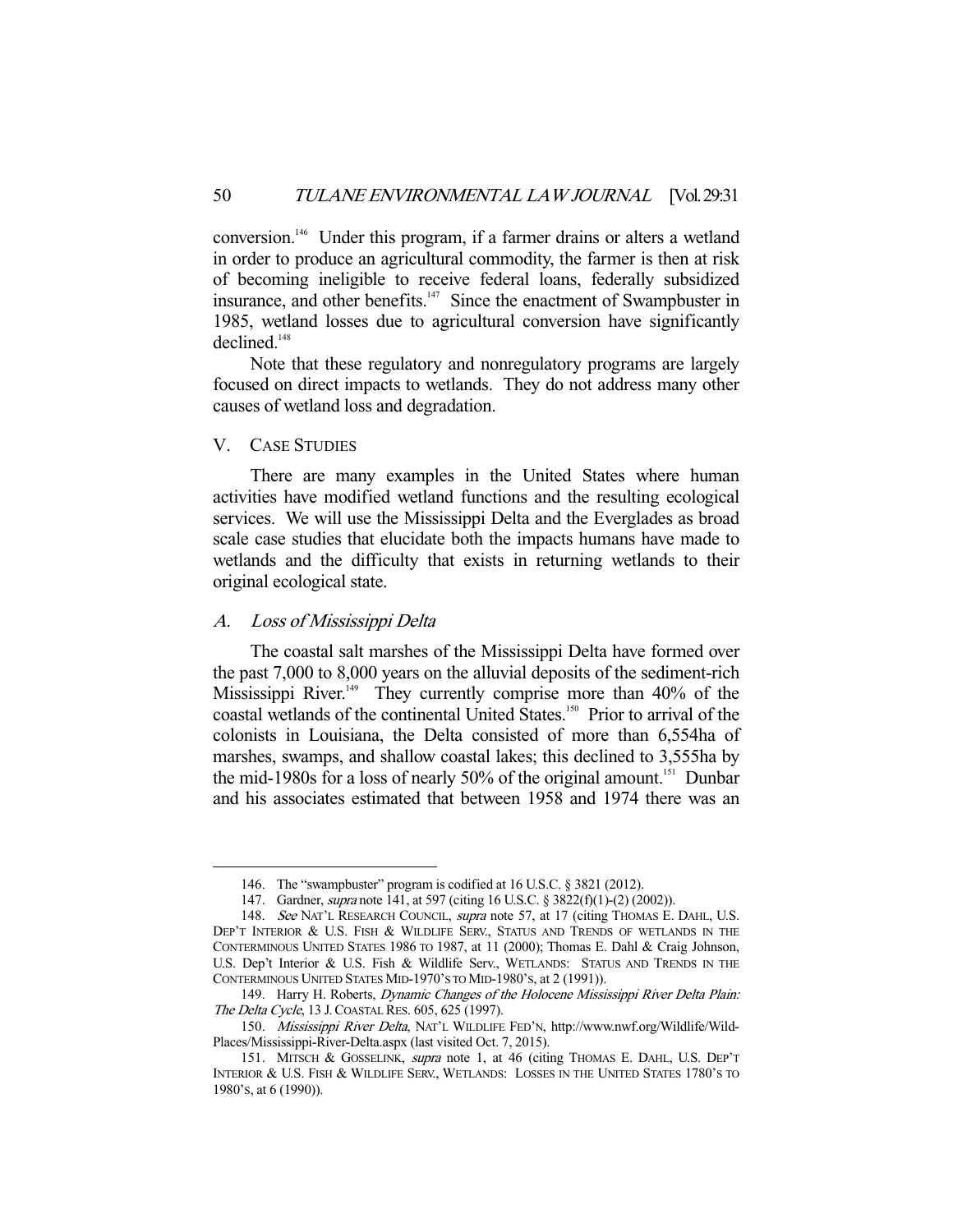conversion.[146] Under this program, if a farmer drains or alters a wetland in order to produce an agricultural commodity, the farmer is then at risk of becoming ineligible to receive federal loans, federally subsidized insurance, and other benefits.[147] Since the enactment of Swampbuster in 1985, wetland losses due to agricultural conversion have significantly declined.[148]

Note that these regulatory and nonregulatory programs are largely focused on direct impacts to wetlands. They do not address many other causes of wetland loss and degradation.

## V. Case Studies

There are many examples in the United States where human activities have modified wetland functions and the resulting ecological services. We will use the Mississippi Delta and the Everglades as broad scale case studies that elucidate both the impacts humans have made to wetlands and the difficulty that exists in returning wetlands to their original ecological state.

### *A. Loss of Mississippi Delta*

The coastal salt marshes of the Mississippi Delta have formed over the past 7,000 to 8,000 years on the alluvial deposits of the sediment-rich Mississippi River.[149] They currently comprise more than 40% of the coastal wetlands of the continental United States.[150] Prior to arrival of the colonists in Louisiana, the Delta consisted of more than 6,554ha of marshes, swamps, and shallow coastal lakes; this declined to 3,555ha by the mid-1980s for a loss of nearly 50% of the original amount.[151] Dunbar and his associates estimated that between 1958 and 1974 there was an

---

146. The "swampbuster" program is codified at 16 U.S.C. § 3821 (2012).

147. Gardner, *supra* note 141, at 597 (citing 16 U.S.C. § 3822(f)(1)-(2) (2002)).

148. *See* Nat'l Research Council, *supra* note 57, at 17 (citing Thomas E. Dahl, U.S. Dep't Interior & U.S. Fish & Wildlife Serv., Status and Trends of Wetlands in the Conterminous United States 1986 to 1987, at 11 (2000); Thomas E. Dahl & Craig Johnson, U.S. Dep't Interior & U.S. Fish & Wildlife Serv., Wetlands: Status and Trends in the Conterminous United States Mid-1970's to Mid-1980's, at 2 (1991)).

149. Harry H. Roberts, *Dynamic Changes of the Holocene Mississippi River Delta Plain: The Delta Cycle*, 13 J. Coastal Res. 605, 625 (1997).

150. *Mississippi River Delta*, Nat'l Wildlife Fed'n, http://www.nwf.org/Wildlife/Wild-Places/Mississippi-River-Delta.aspx (last visited Oct. 7, 2015).

151. Mitsch & Gosselink, *supra* note 1, at 46 (citing Thomas E. Dahl, U.S. Dep't Interior & U.S. Fish & Wildlife Serv., Wetlands: Losses in the United States 1780's to 1980's, at 6 (1990)).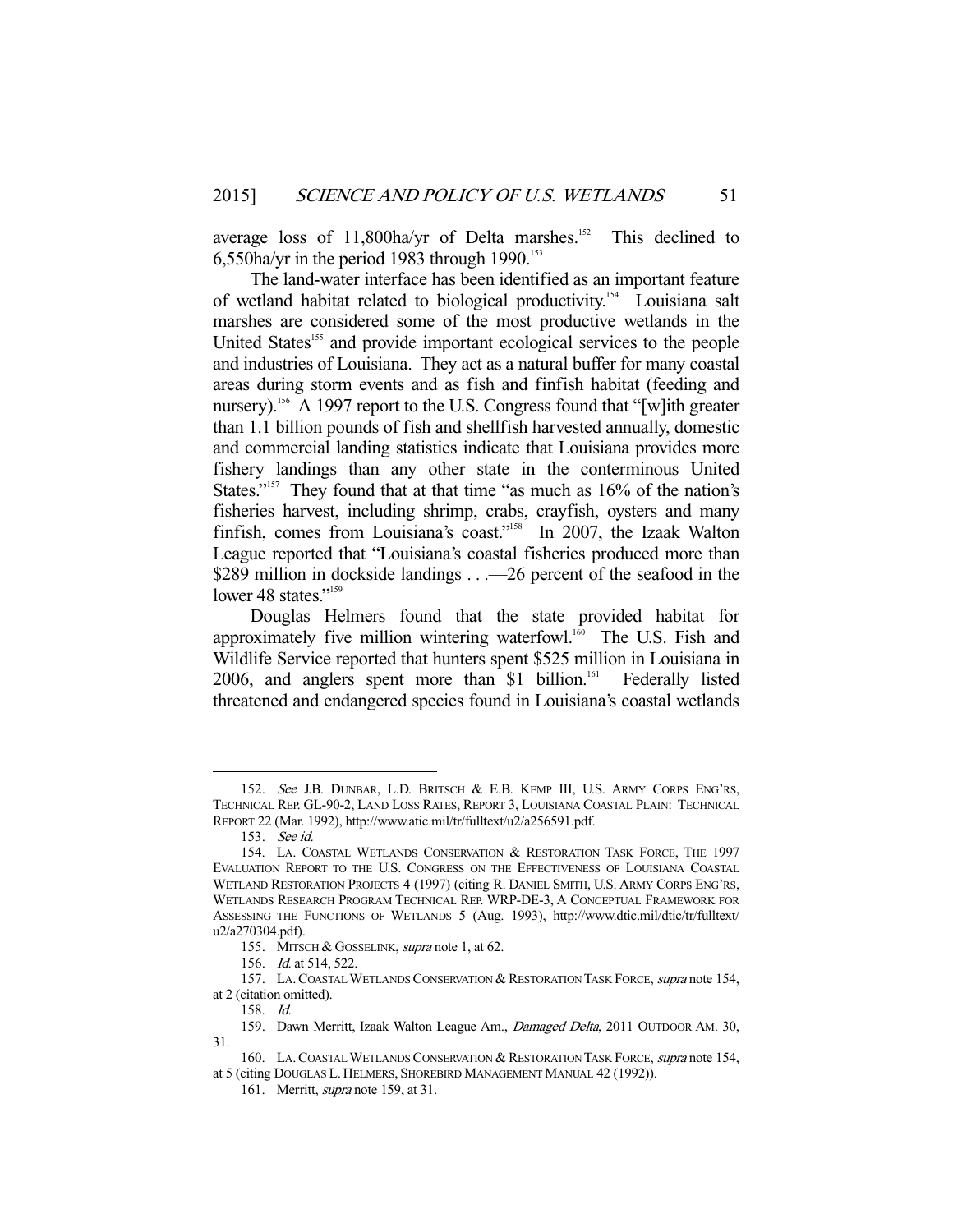average loss of 11,800ha/yr of Delta marshes.[152] This declined to 6,550ha/yr in the period 1983 through 1990.[153]

The land-water interface has been identified as an important feature of wetland habitat related to biological productivity.[154] Louisiana salt marshes are considered some of the most productive wetlands in the United States[155] and provide important ecological services to the people and industries of Louisiana. They act as a natural buffer for many coastal areas during storm events and as fish and finfish habitat (feeding and nursery).[156] A 1997 report to the U.S. Congress found that "[w]ith greater than 1.1 billion pounds of fish and shellfish harvested annually, domestic and commercial landing statistics indicate that Louisiana provides more fishery landings than any other state in the conterminous United States."[157] They found that at that time "as much as 16% of the nation's fisheries harvest, including shrimp, crabs, crayfish, oysters and many finfish, comes from Louisiana's coast."[158] In 2007, the Izaak Walton League reported that "Louisiana's coastal fisheries produced more than $289 million in dockside landings . . .—26 percent of the seafood in the lower 48 states."[159]

Douglas Helmers found that the state provided habitat for approximately five million wintering waterfowl.[160] The U.S. Fish and Wildlife Service reported that hunters spent $525 million in Louisiana in 2006, and anglers spent more than $1 billion.[161] Federally listed threatened and endangered species found in Louisiana's coastal wetlands

---

152. *See* J.B. DUNBAR, L.D. BRITSCH & E.B. KEMP III, U.S. ARMY CORPS ENG'RS, TECHNICAL REP. GL-90-2, LAND LOSS RATES, REPORT 3, LOUISIANA COASTAL PLAIN: TECHNICAL REPORT 22 (Mar. 1992), http://www.atic.mil/tr/fulltext/u2/a256591.pdf.

153. *See id.*

154. LA. COASTAL WETLANDS CONSERVATION & RESTORATION TASK FORCE, THE 1997 EVALUATION REPORT TO THE U.S. CONGRESS ON THE EFFECTIVENESS OF LOUISIANA COASTAL WETLAND RESTORATION PROJECTS 4 (1997) (citing R. DANIEL SMITH, U.S. ARMY CORPS ENG'RS, WETLANDS RESEARCH PROGRAM TECHNICAL REP. WRP-DE-3, A CONCEPTUAL FRAMEWORK FOR ASSESSING THE FUNCTIONS OF WETLANDS 5 (Aug. 1993), http://www.dtic.mil/dtic/tr/fulltext/u2/a270304.pdf).

155. MITSCH & GOSSELINK, *supra* note 1, at 62.

156. *Id.* at 514, 522.

157. LA. COASTAL WETLANDS CONSERVATION & RESTORATION TASK FORCE, *supra* note 154, at 2 (citation omitted).

158. *Id.*

159. Dawn Merritt, Izaak Walton League Am., *Damaged Delta*, 2011 OUTDOOR AM. 30, 31.

160. LA. COASTAL WETLANDS CONSERVATION & RESTORATION TASK FORCE, *supra* note 154, at 5 (citing DOUGLAS L. HELMERS, SHOREBIRD MANAGEMENT MANUAL 42 (1992)).

161. Merritt, *supra* note 159, at 31.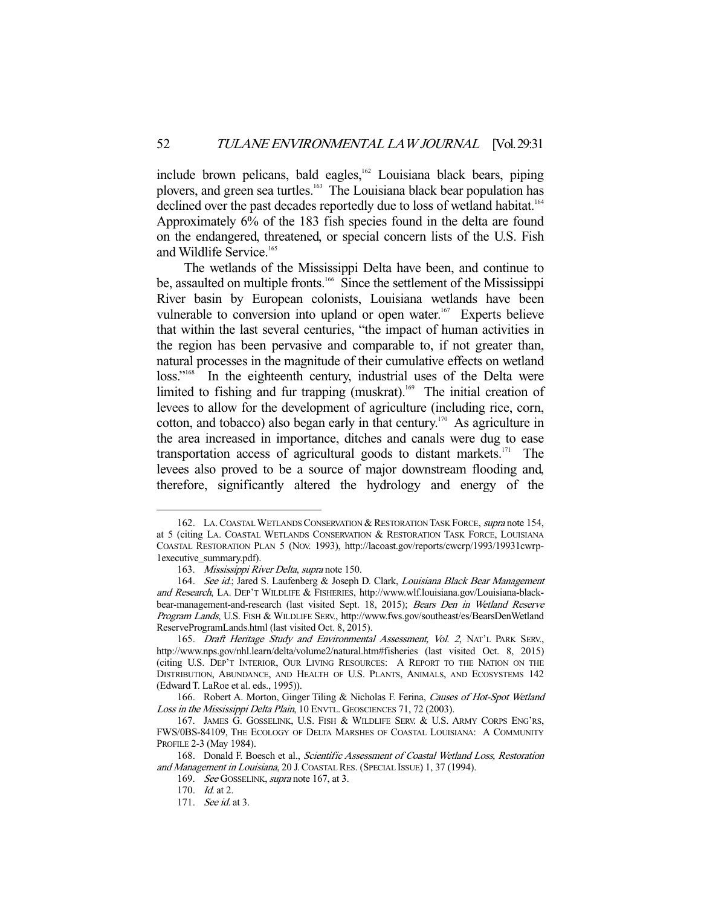include brown pelicans, bald eagles,[162] Louisiana black bears, piping plovers, and green sea turtles.[163] The Louisiana black bear population has declined over the past decades reportedly due to loss of wetland habitat.[164] Approximately 6% of the 183 fish species found in the delta are found on the endangered, threatened, or special concern lists of the U.S. Fish and Wildlife Service.[165]

The wetlands of the Mississippi Delta have been, and continue to be, assaulted on multiple fronts.[166] Since the settlement of the Mississippi River basin by European colonists, Louisiana wetlands have been vulnerable to conversion into upland or open water.[167] Experts believe that within the last several centuries, "the impact of human activities in the region has been pervasive and comparable to, if not greater than, natural processes in the magnitude of their cumulative effects on wetland loss."[168] In the eighteenth century, industrial uses of the Delta were limited to fishing and fur trapping (muskrat).[169] The initial creation of levees to allow for the development of agriculture (including rice, corn, cotton, and tobacco) also began early in that century.[170] As agriculture in the area increased in importance, ditches and canals were dug to ease transportation access of agricultural goods to distant markets.[171] The levees also proved to be a source of major downstream flooding and, therefore, significantly altered the hydrology and energy of the

---

162. LA. COASTAL WETLANDS CONSERVATION & RESTORATION TASK FORCE, *supra* note 154, at 5 (citing LA. COASTAL WETLANDS CONSERVATION & RESTORATION TASK FORCE, LOUISIANA COASTAL RESTORATION PLAN 5 (NOV. 1993), http://lacoast.gov/reports/cwcrp/1993/19931cwrp-1executive_summary.pdf).

163. *Mississippi River Delta*, *supra* note 150.

164. *See id.*; Jared S. Laufenberg & Joseph D. Clark, *Louisiana Black Bear Management and Research*, LA. DEP'T WILDLIFE & FISHERIES, http://www.wlf.louisiana.gov/Louisiana-black-bear-management-and-research (last visited Sept. 18, 2015); *Bears Den in Wetland Reserve Program Lands*, U.S. FISH & WILDLIFE SERV., http://www.fws.gov/southeast/es/BearsDenWetlandReserveProgramLands.html (last visited Oct. 8, 2015).

165. *Draft Heritage Study and Environmental Assessment, Vol. 2*, NAT'L PARK SERV., http://www.nps.gov/nhl.learn/delta/volume2/natural.htm#fisheries (last visited Oct. 8, 2015) (citing U.S. DEP'T INTERIOR, OUR LIVING RESOURCES: A REPORT TO THE NATION ON THE DISTRIBUTION, ABUNDANCE, AND HEALTH OF U.S. PLANTS, ANIMALS, AND ECOSYSTEMS 142 (Edward T. LaRoe et al. eds., 1995)).

166. Robert A. Morton, Ginger Tiling & Nicholas F. Ferina, *Causes of Hot-Spot Wetland Loss in the Mississippi Delta Plain*, 10 ENVTL. GEOSCIENCES 71, 72 (2003).

167. JAMES G. GOSSELINK, U.S. FISH & WILDLIFE SERV. & U.S. ARMY CORPS ENG'RS, FWS/0BS-84109, THE ECOLOGY OF DELTA MARSHES OF COASTAL LOUISIANA: A COMMUNITY PROFILE 2-3 (May 1984).

168. Donald F. Boesch et al., *Scientific Assessment of Coastal Wetland Loss, Restoration and Management in Louisiana*, 20 J. COASTAL RES. (SPECIAL ISSUE) 1, 37 (1994).

169. *See* GOSSELINK, *supra* note 167, at 3.

170. *Id.* at 2.

171. *See id.* at 3.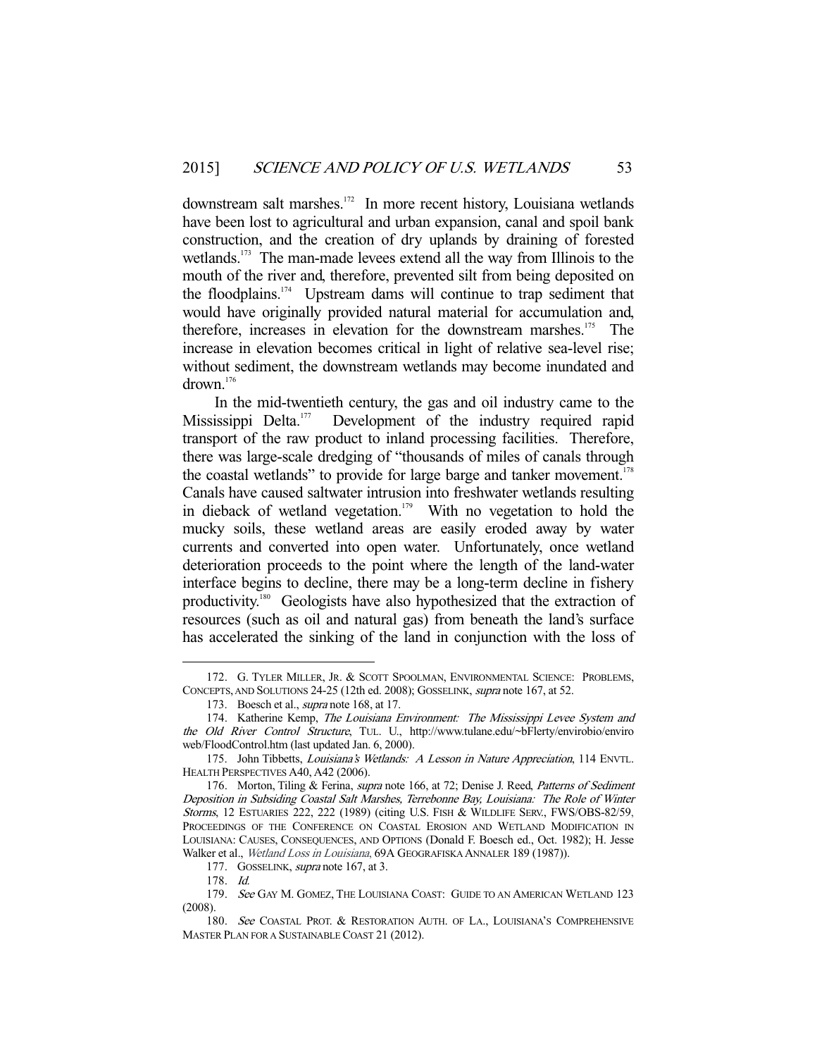downstream salt marshes.[172] In more recent history, Louisiana wetlands have been lost to agricultural and urban expansion, canal and spoil bank construction, and the creation of dry uplands by draining of forested wetlands.[173] The man-made levees extend all the way from Illinois to the mouth of the river and, therefore, prevented silt from being deposited on the floodplains.[174] Upstream dams will continue to trap sediment that would have originally provided natural material for accumulation and, therefore, increases in elevation for the downstream marshes.[175] The increase in elevation becomes critical in light of relative sea-level rise; without sediment, the downstream wetlands may become inundated and drown.[176]

In the mid-twentieth century, the gas and oil industry came to the Mississippi Delta.[177] Development of the industry required rapid transport of the raw product to inland processing facilities. Therefore, there was large-scale dredging of "thousands of miles of canals through the coastal wetlands" to provide for large barge and tanker movement.[178] Canals have caused saltwater intrusion into freshwater wetlands resulting in dieback of wetland vegetation.[179] With no vegetation to hold the mucky soils, these wetland areas are easily eroded away by water currents and converted into open water. Unfortunately, once wetland deterioration proceeds to the point where the length of the land-water interface begins to decline, there may be a long-term decline in fishery productivity.[180] Geologists have also hypothesized that the extraction of resources (such as oil and natural gas) from beneath the land's surface has accelerated the sinking of the land in conjunction with the loss of

---

172. G. TYLER MILLER, JR. & SCOTT SPOOLMAN, ENVIRONMENTAL SCIENCE: PROBLEMS, CONCEPTS, AND SOLUTIONS 24-25 (12th ed. 2008); GOSSELINK, *supra* note 167, at 52.

173. Boesch et al., *supra* note 168, at 17.

174. Katherine Kemp, *The Louisiana Environment: The Mississippi Levee System and the Old River Control Structure*, TUL. U., http://www.tulane.edu/~bFlerty/envirobio/enviroweb/FloodControl.htm (last updated Jan. 6, 2000).

175. John Tibbetts, *Louisiana's Wetlands: A Lesson in Nature Appreciation*, 114 ENVTL. HEALTH PERSPECTIVES A40, A42 (2006).

176. Morton, Tiling & Ferina, *supra* note 166, at 72; Denise J. Reed, *Patterns of Sediment Deposition in Subsiding Coastal Salt Marshes, Terrebonne Bay, Louisiana: The Role of Winter Storms*, 12 ESTUARIES 222, 222 (1989) (citing U.S. FISH & WILDLIFE SERV., FWS/OBS-82/59, PROCEEDINGS OF THE CONFERENCE ON COASTAL EROSION AND WETLAND MODIFICATION IN LOUISIANA: CAUSES, CONSEQUENCES, AND OPTIONS (Donald F. Boesch ed., Oct. 1982); H. Jesse Walker et al., *Wetland Loss in Louisiana*, 69A GEOGRAFISKA ANNALER 189 (1987)).

177. GOSSELINK, *supra* note 167, at 3.

178. *Id.*

179. *See* GAY M. GOMEZ, THE LOUISIANA COAST: GUIDE TO AN AMERICAN WETLAND 123 (2008).

180. *See* COASTAL PROT. & RESTORATION AUTH. OF LA., LOUISIANA'S COMPREHENSIVE MASTER PLAN FOR A SUSTAINABLE COAST 21 (2012).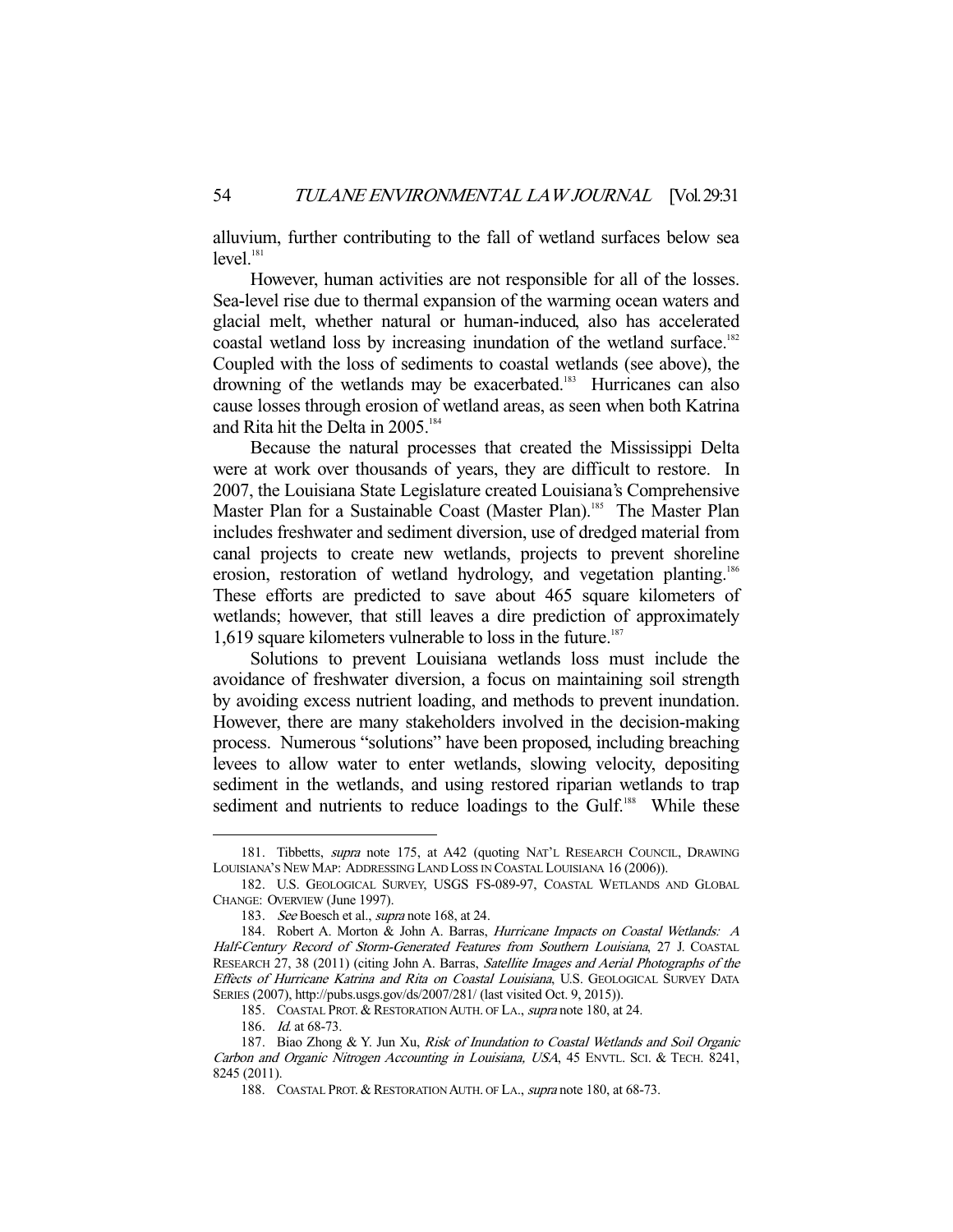alluvium, further contributing to the fall of wetland surfaces below sea level.[181]

However, human activities are not responsible for all of the losses. Sea-level rise due to thermal expansion of the warming ocean waters and glacial melt, whether natural or human-induced, also has accelerated coastal wetland loss by increasing inundation of the wetland surface.[182] Coupled with the loss of sediments to coastal wetlands (see above), the drowning of the wetlands may be exacerbated.[183] Hurricanes can also cause losses through erosion of wetland areas, as seen when both Katrina and Rita hit the Delta in 2005.[184]

Because the natural processes that created the Mississippi Delta were at work over thousands of years, they are difficult to restore. In 2007, the Louisiana State Legislature created Louisiana's Comprehensive Master Plan for a Sustainable Coast (Master Plan).[185] The Master Plan includes freshwater and sediment diversion, use of dredged material from canal projects to create new wetlands, projects to prevent shoreline erosion, restoration of wetland hydrology, and vegetation planting.[186] These efforts are predicted to save about 465 square kilometers of wetlands; however, that still leaves a dire prediction of approximately 1,619 square kilometers vulnerable to loss in the future.[187]

Solutions to prevent Louisiana wetlands loss must include the avoidance of freshwater diversion, a focus on maintaining soil strength by avoiding excess nutrient loading, and methods to prevent inundation. However, there are many stakeholders involved in the decision-making process. Numerous "solutions" have been proposed, including breaching levees to allow water to enter wetlands, slowing velocity, depositing sediment in the wetlands, and using restored riparian wetlands to trap sediment and nutrients to reduce loadings to the Gulf.[188] While these

---

181. Tibbetts, *supra* note 175, at A42 (quoting NAT'L RESEARCH COUNCIL, DRAWING LOUISIANA'S NEW MAP: ADDRESSING LAND LOSS IN COASTAL LOUISIANA 16 (2006)).

182. U.S. GEOLOGICAL SURVEY, USGS FS-089-97, COASTAL WETLANDS AND GLOBAL CHANGE: OVERVIEW (June 1997).

183. *See* Boesch et al., *supra* note 168, at 24.

184. Robert A. Morton & John A. Barras, *Hurricane Impacts on Coastal Wetlands: A Half-Century Record of Storm-Generated Features from Southern Louisiana*, 27 J. COASTAL RESEARCH 27, 38 (2011) (citing John A. Barras, *Satellite Images and Aerial Photographs of the Effects of Hurricane Katrina and Rita on Coastal Louisiana*, U.S. GEOLOGICAL SURVEY DATA SERIES (2007), http://pubs.usgs.gov/ds/2007/281/ (last visited Oct. 9, 2015)).

185. COASTAL PROT. & RESTORATION AUTH. OF LA., *supra* note 180, at 24.

186. *Id.* at 68-73.

187. Biao Zhong & Y. Jun Xu, *Risk of Inundation to Coastal Wetlands and Soil Organic Carbon and Organic Nitrogen Accounting in Louisiana, USA*, 45 ENVTL. SCI. & TECH. 8241, 8245 (2011).

188. COASTAL PROT. & RESTORATION AUTH. OF LA., *supra* note 180, at 68-73.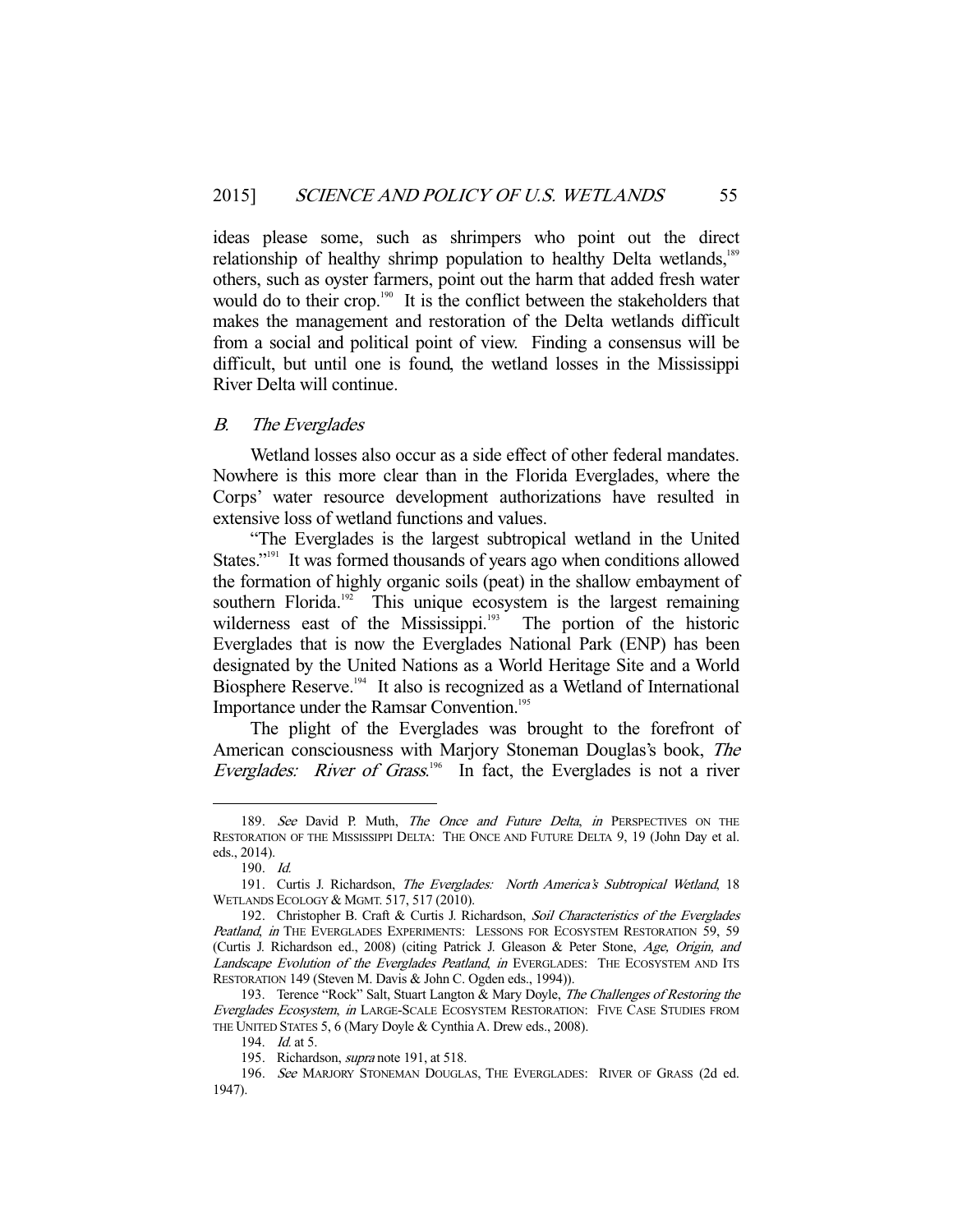ideas please some, such as shrimpers who point out the direct relationship of healthy shrimp population to healthy Delta wetlands,[189] others, such as oyster farmers, point out the harm that added fresh water would do to their crop.[190] It is the conflict between the stakeholders that makes the management and restoration of the Delta wetlands difficult from a social and political point of view. Finding a consensus will be difficult, but until one is found, the wetland losses in the Mississippi River Delta will continue.

### *B. The Everglades*

Wetland losses also occur as a side effect of other federal mandates. Nowhere is this more clear than in the Florida Everglades, where the Corps' water resource development authorizations have resulted in extensive loss of wetland functions and values.

"The Everglades is the largest subtropical wetland in the United States."[191] It was formed thousands of years ago when conditions allowed the formation of highly organic soils (peat) in the shallow embayment of southern Florida.[192] This unique ecosystem is the largest remaining wilderness east of the Mississippi.[193] The portion of the historic Everglades that is now the Everglades National Park (ENP) has been designated by the United Nations as a World Heritage Site and a World Biosphere Reserve.[194] It also is recognized as a Wetland of International Importance under the Ramsar Convention.[195]

The plight of the Everglades was brought to the forefront of American consciousness with Marjory Stoneman Douglas's book, *The Everglades: River of Grass*.[196] In fact, the Everglades is not a river

---

189. *See* David P. Muth, *The Once and Future Delta*, *in* PERSPECTIVES ON THE RESTORATION OF THE MISSISSIPPI DELTA: THE ONCE AND FUTURE DELTA 9, 19 (John Day et al. eds., 2014).

190. *Id.*

191. Curtis J. Richardson, *The Everglades: North America's Subtropical Wetland*, 18 WETLANDS ECOLOGY & MGMT. 517, 517 (2010).

192. Christopher B. Craft & Curtis J. Richardson, *Soil Characteristics of the Everglades Peatland*, *in* THE EVERGLADES EXPERIMENTS: LESSONS FOR ECOSYSTEM RESTORATION 59, 59 (Curtis J. Richardson ed., 2008) (citing Patrick J. Gleason & Peter Stone, *Age, Origin, and Landscape Evolution of the Everglades Peatland*, *in* EVERGLADES: THE ECOSYSTEM AND ITS RESTORATION 149 (Steven M. Davis & John C. Ogden eds., 1994)).

193. Terence "Rock" Salt, Stuart Langton & Mary Doyle, *The Challenges of Restoring the Everglades Ecosystem*, *in* LARGE-SCALE ECOSYSTEM RESTORATION: FIVE CASE STUDIES FROM THE UNITED STATES 5, 6 (Mary Doyle & Cynthia A. Drew eds., 2008).

194. *Id.* at 5.

195. Richardson, *supra* note 191, at 518.

196. *See* MARJORY STONEMAN DOUGLAS, THE EVERGLADES: RIVER OF GRASS (2d ed. 1947).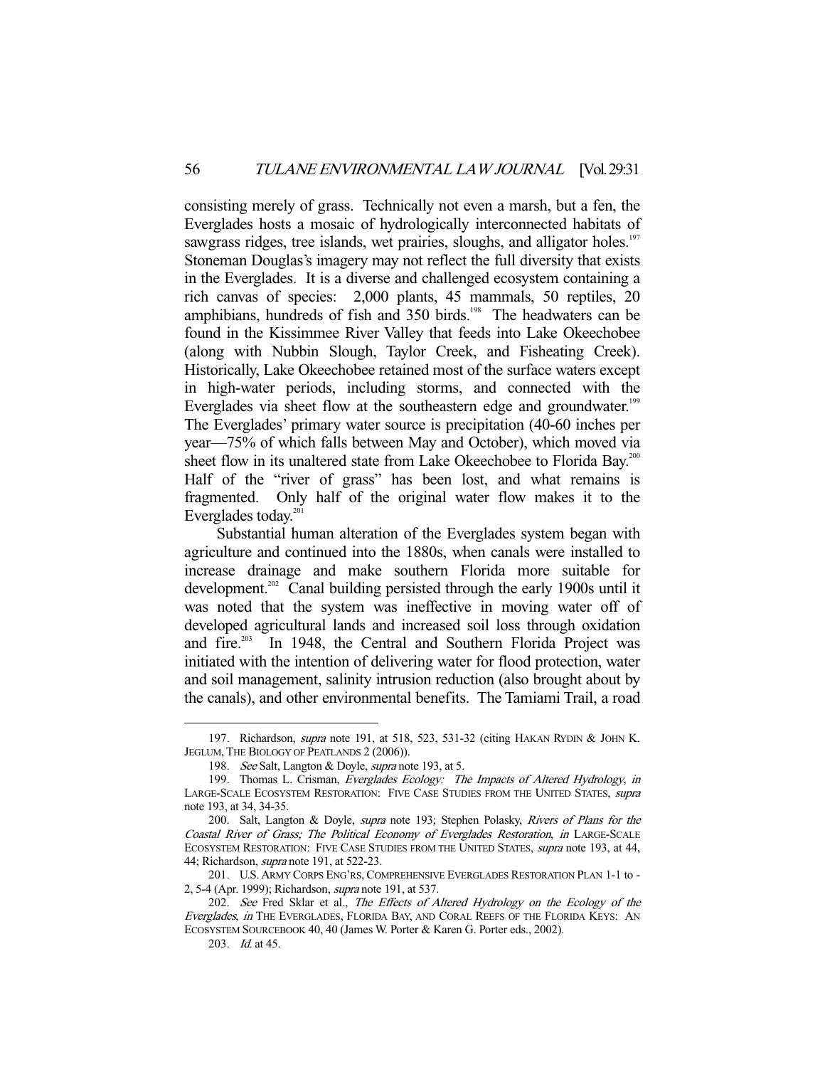consisting merely of grass. Technically not even a marsh, but a fen, the Everglades hosts a mosaic of hydrologically interconnected habitats of sawgrass ridges, tree islands, wet prairies, sloughs, and alligator holes.[197] Stoneman Douglas's imagery may not reflect the full diversity that exists in the Everglades. It is a diverse and challenged ecosystem containing a rich canvas of species: 2,000 plants, 45 mammals, 50 reptiles, 20 amphibians, hundreds of fish and 350 birds.[198] The headwaters can be found in the Kissimmee River Valley that feeds into Lake Okeechobee (along with Nubbin Slough, Taylor Creek, and Fisheating Creek). Historically, Lake Okeechobee retained most of the surface waters except in high-water periods, including storms, and connected with the Everglades via sheet flow at the southeastern edge and groundwater.[199] The Everglades' primary water source is precipitation (40-60 inches per year—75% of which falls between May and October), which moved via sheet flow in its unaltered state from Lake Okeechobee to Florida Bay.[200] Half of the "river of grass" has been lost, and what remains is fragmented. Only half of the original water flow makes it to the Everglades today.[201]

Substantial human alteration of the Everglades system began with agriculture and continued into the 1880s, when canals were installed to increase drainage and make southern Florida more suitable for development.[202] Canal building persisted through the early 1900s until it was noted that the system was ineffective in moving water off of developed agricultural lands and increased soil loss through oxidation and fire.[203] In 1948, the Central and Southern Florida Project was initiated with the intention of delivering water for flood protection, water and soil management, salinity intrusion reduction (also brought about by the canals), and other environmental benefits. The Tamiami Trail, a road

---

197. Richardson, *supra* note 191, at 518, 523, 531-32 (citing HAKAN RYDIN & JOHN K. JEGLUM, THE BIOLOGY OF PEATLANDS 2 (2006)).

198. *See* Salt, Langton & Doyle, *supra* note 193, at 5.

199. Thomas L. Crisman, *Everglades Ecology: The Impacts of Altered Hydrology*, *in* LARGE-SCALE ECOSYSTEM RESTORATION: FIVE CASE STUDIES FROM THE UNITED STATES, *supra* note 193, at 34, 34-35.

200. Salt, Langton & Doyle, *supra* note 193; Stephen Polasky, *Rivers of Plans for the Coastal River of Grass; The Political Economy of Everglades Restoration*, *in* LARGE-SCALE ECOSYSTEM RESTORATION: FIVE CASE STUDIES FROM THE UNITED STATES, *supra* note 193, at 44, 44; Richardson, *supra* note 191, at 522-23.

201. U.S. ARMY CORPS ENG'RS, COMPREHENSIVE EVERGLADES RESTORATION PLAN 1-1 to -2, 5-4 (Apr. 1999); Richardson, *supra* note 191, at 537.

202. *See* Fred Sklar et al., *The Effects of Altered Hydrology on the Ecology of the Everglades*, *in* THE EVERGLADES, FLORIDA BAY, AND CORAL REEFS OF THE FLORIDA KEYS: AN ECOSYSTEM SOURCEBOOK 40, 40 (James W. Porter & Karen G. Porter eds., 2002).

203. *Id.* at 45.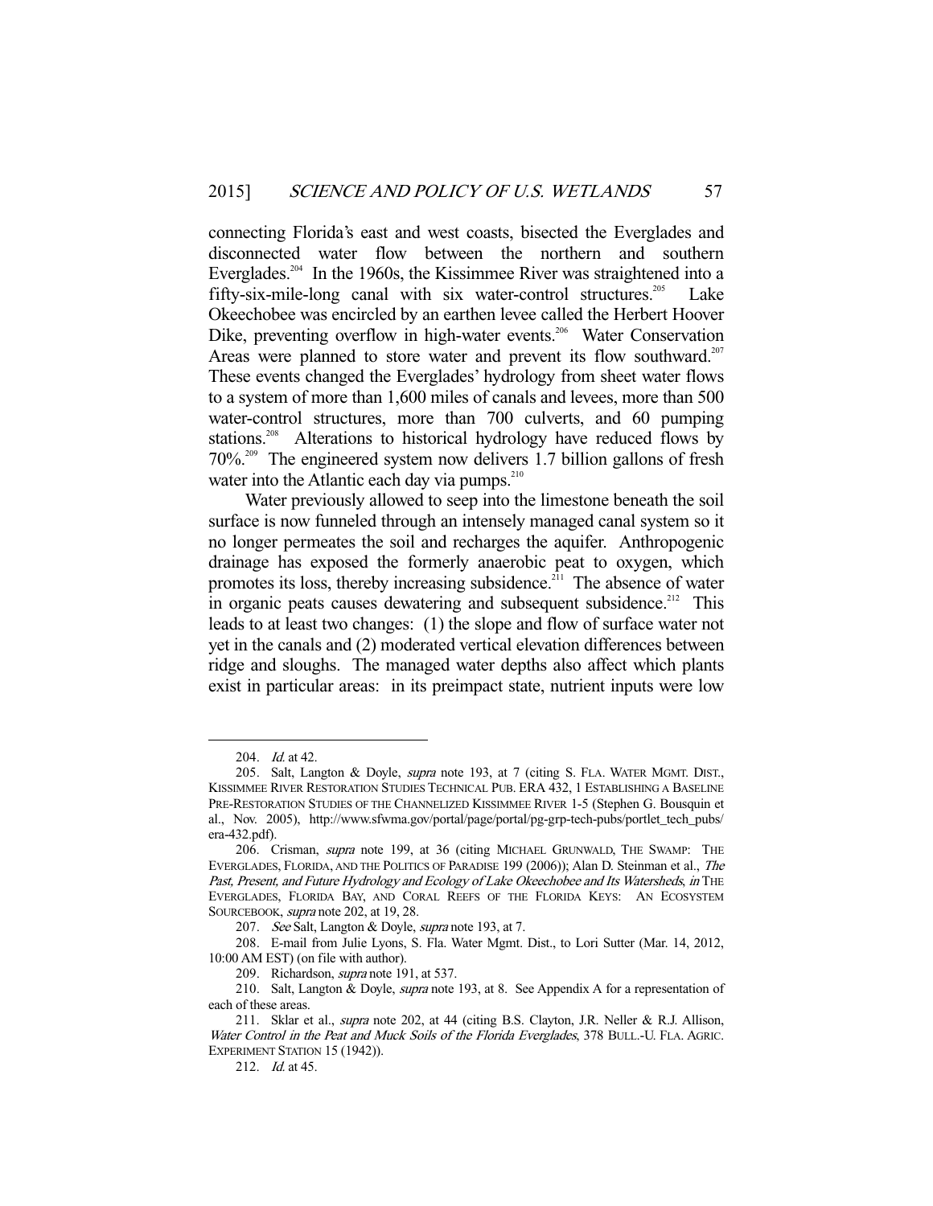connecting Florida's east and west coasts, bisected the Everglades and disconnected water flow between the northern and southern Everglades.[204] In the 1960s, the Kissimmee River was straightened into a fifty-six-mile-long canal with six water-control structures.[205] Lake Okeechobee was encircled by an earthen levee called the Herbert Hoover Dike, preventing overflow in high-water events.[206] Water Conservation Areas were planned to store water and prevent its flow southward.[207] These events changed the Everglades' hydrology from sheet water flows to a system of more than 1,600 miles of canals and levees, more than 500 water-control structures, more than 700 culverts, and 60 pumping stations.[208] Alterations to historical hydrology have reduced flows by 70%.[209] The engineered system now delivers 1.7 billion gallons of fresh water into the Atlantic each day via pumps.[210]

Water previously allowed to seep into the limestone beneath the soil surface is now funneled through an intensely managed canal system so it no longer permeates the soil and recharges the aquifer. Anthropogenic drainage has exposed the formerly anaerobic peat to oxygen, which promotes its loss, thereby increasing subsidence.[211] The absence of water in organic peats causes dewatering and subsequent subsidence.[212] This leads to at least two changes: (1) the slope and flow of surface water not yet in the canals and (2) moderated vertical elevation differences between ridge and sloughs. The managed water depths also affect which plants exist in particular areas: in its preimpact state, nutrient inputs were low

---

204. *Id.* at 42.

205. Salt, Langton & Doyle, *supra* note 193, at 7 (citing S. FLA. WATER MGMT. DIST., KISSIMMEE RIVER RESTORATION STUDIES TECHNICAL PUB. ERA 432, 1 ESTABLISHING A BASELINE PRE-RESTORATION STUDIES OF THE CHANNELIZED KISSIMMEE RIVER 1-5 (Stephen G. Bousquin et al., Nov. 2005), http://www.sfwma.gov/portal/page/portal/pg-grp-tech-pubs/portlet_tech_pubs/era-432.pdf).

206. Crisman, *supra* note 199, at 36 (citing MICHAEL GRUNWALD, THE SWAMP: THE EVERGLADES, FLORIDA, AND THE POLITICS OF PARADISE 199 (2006)); Alan D. Steinman et al., *The Past, Present, and Future Hydrology and Ecology of Lake Okeechobee and Its Watersheds*, *in* THE EVERGLADES, FLORIDA BAY, AND CORAL REEFS OF THE FLORIDA KEYS: AN ECOSYSTEM SOURCEBOOK, *supra* note 202, at 19, 28.

207. *See* Salt, Langton & Doyle, *supra* note 193, at 7.

208. E-mail from Julie Lyons, S. Fla. Water Mgmt. Dist., to Lori Sutter (Mar. 14, 2012, 10:00 AM EST) (on file with author).

209. Richardson, *supra* note 191, at 537.

210. Salt, Langton & Doyle, *supra* note 193, at 8. See Appendix A for a representation of each of these areas.

211. Sklar et al., *supra* note 202, at 44 (citing B.S. Clayton, J.R. Neller & R.J. Allison, *Water Control in the Peat and Muck Soils of the Florida Everglades*, 378 BULL.-U. FLA. AGRIC. EXPERIMENT STATION 15 (1942)).

212. *Id.* at 45.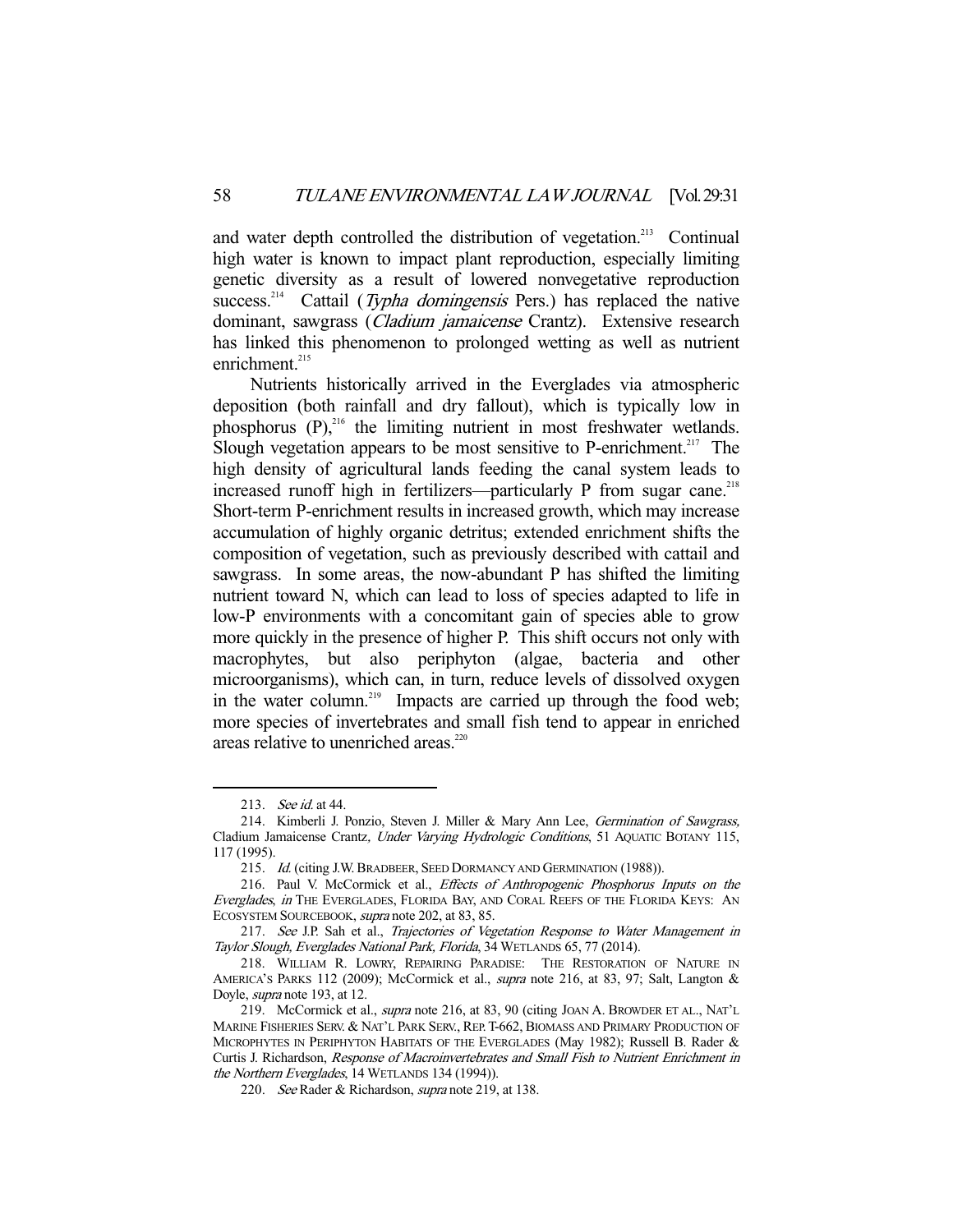and water depth controlled the distribution of vegetation.[213] Continual high water is known to impact plant reproduction, especially limiting genetic diversity as a result of lowered nonvegetative reproduction success.[214] Cattail (*Typha domingensis* Pers.) has replaced the native dominant, sawgrass (*Cladium jamaicense* Crantz). Extensive research has linked this phenomenon to prolonged wetting as well as nutrient enrichment.[215]

Nutrients historically arrived in the Everglades via atmospheric deposition (both rainfall and dry fallout), which is typically low in phosphorus (P),[216] the limiting nutrient in most freshwater wetlands. Slough vegetation appears to be most sensitive to P-enrichment.[217] The high density of agricultural lands feeding the canal system leads to increased runoff high in fertilizers—particularly P from sugar cane.[218] Short-term P-enrichment results in increased growth, which may increase accumulation of highly organic detritus; extended enrichment shifts the composition of vegetation, such as previously described with cattail and sawgrass. In some areas, the now-abundant P has shifted the limiting nutrient toward N, which can lead to loss of species adapted to life in low-P environments with a concomitant gain of species able to grow more quickly in the presence of higher P. This shift occurs not only with macrophytes, but also periphyton (algae, bacteria and other microorganisms), which can, in turn, reduce levels of dissolved oxygen in the water column.[219] Impacts are carried up through the food web; more species of invertebrates and small fish tend to appear in enriched areas relative to unenriched areas.[220]

---

213. *See id.* at 44.

214. Kimberli J. Ponzio, Steven J. Miller & Mary Ann Lee, *Germination of Sawgrass,* Cladium Jamaicense Crantz*, Under Varying Hydrologic Conditions*, 51 AQUATIC BOTANY 115, 117 (1995).

215. *Id.* (citing J.W. BRADBEER, SEED DORMANCY AND GERMINATION (1988)).

216. Paul V. McCormick et al., *Effects of Anthropogenic Phosphorus Inputs on the Everglades*, *in* THE EVERGLADES, FLORIDA BAY, AND CORAL REEFS OF THE FLORIDA KEYS: AN ECOSYSTEM SOURCEBOOK, *supra* note 202, at 83, 85.

217. *See* J.P. Sah et al., *Trajectories of Vegetation Response to Water Management in Taylor Slough, Everglades National Park, Florida*, 34 WETLANDS 65, 77 (2014).

218. WILLIAM R. LOWRY, REPAIRING PARADISE: THE RESTORATION OF NATURE IN AMERICA'S PARKS 112 (2009); McCormick et al., *supra* note 216, at 83, 97; Salt, Langton & Doyle, *supra* note 193, at 12.

219. McCormick et al., *supra* note 216, at 83, 90 (citing JOAN A. BROWDER ET AL., NAT'L MARINE FISHERIES SERV. & NAT'L PARK SERV., REP. T-662, BIOMASS AND PRIMARY PRODUCTION OF MICROPHYTES IN PERIPHYTON HABITATS OF THE EVERGLADES (May 1982); Russell B. Rader & Curtis J. Richardson, *Response of Macroinvertebrates and Small Fish to Nutrient Enrichment in the Northern Everglades*, 14 WETLANDS 134 (1994)).

220. *See* Rader & Richardson, *supra* note 219, at 138.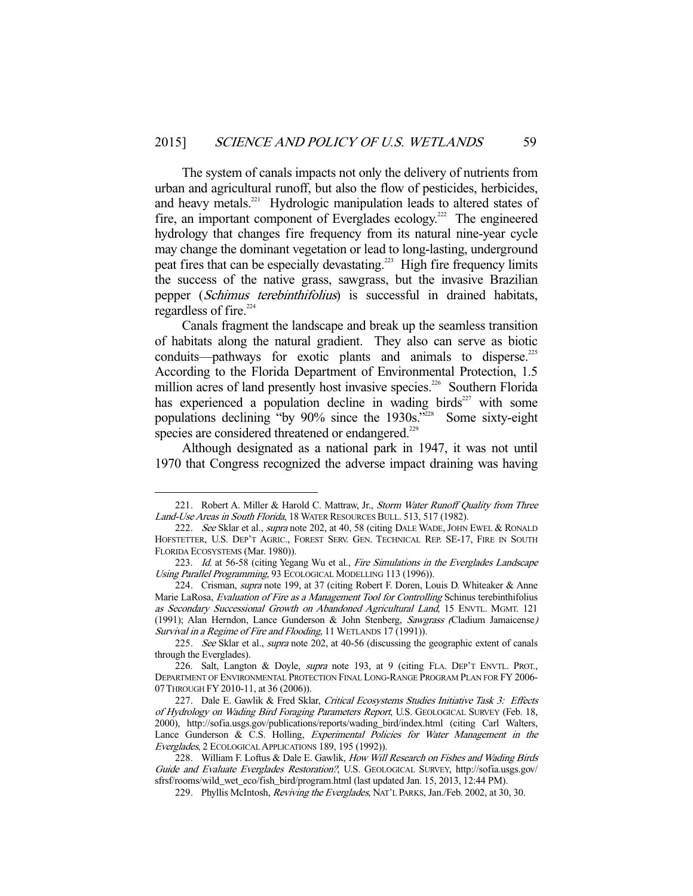The system of canals impacts not only the delivery of nutrients from urban and agricultural runoff, but also the flow of pesticides, herbicides, and heavy metals.[221] Hydrologic manipulation leads to altered states of fire, an important component of Everglades ecology.[222] The engineered hydrology that changes fire frequency from its natural nine-year cycle may change the dominant vegetation or lead to long-lasting, underground peat fires that can be especially devastating.[223] High fire frequency limits the success of the native grass, sawgrass, but the invasive Brazilian pepper (*Schimus terebinthifolius*) is successful in drained habitats, regardless of fire.[224]

Canals fragment the landscape and break up the seamless transition of habitats along the natural gradient. They also can serve as biotic conduits—pathways for exotic plants and animals to disperse.[225] According to the Florida Department of Environmental Protection, 1.5 million acres of land presently host invasive species.[226] Southern Florida has experienced a population decline in wading birds[227] with some populations declining "by 90% since the 1930s."[228] Some sixty-eight species are considered threatened or endangered.[229]

Although designated as a national park in 1947, it was not until 1970 that Congress recognized the adverse impact draining was having

---

221. Robert A. Miller & Harold C. Mattraw, Jr., *Storm Water Runoff Quality from Three Land-Use Areas in South Florida*, 18 WATER RESOURCES BULL. 513, 517 (1982).

222. *See* Sklar et al., *supra* note 202, at 40, 58 (citing DALE WADE, JOHN EWEL & RONALD HOFSTETTER, U.S. DEP'T AGRIC., FOREST SERV. GEN. TECHNICAL REP. SE-17, FIRE IN SOUTH FLORIDA ECOSYSTEMS (Mar. 1980)).

223. *Id.* at 56-58 (citing Yegang Wu et al., *Fire Simulations in the Everglades Landscape Using Parallel Programming*, 93 ECOLOGICAL MODELLING 113 (1996)).

224. Crisman, *supra* note 199, at 37 (citing Robert F. Doren, Louis D. Whiteaker & Anne Marie LaRosa, *Evaluation of Fire as a Management Tool for Controlling* Schinus terebinthifolius *as Secondary Successional Growth on Abandoned Agricultural Land*, 15 ENVTL. MGMT. 121 (1991); Alan Herndon, Lance Gunderson & John Stenberg, *Sawgrass (*Cladium Jamaicense*) Survival in a Regime of Fire and Flooding*, 11 WETLANDS 17 (1991)).

225. *See* Sklar et al., *supra* note 202, at 40-56 (discussing the geographic extent of canals through the Everglades).

226. Salt, Langton & Doyle, *supra* note 193, at 9 (citing FLA. DEP'T ENVTL. PROT., DEPARTMENT OF ENVIRONMENTAL PROTECTION FINAL LONG-RANGE PROGRAM PLAN FOR FY 2006-07 THROUGH FY 2010-11, at 36 (2006)).

227. Dale E. Gawlik & Fred Sklar, *Critical Ecosystems Studies Initiative Task 3: Effects of Hydrology on Wading Bird Foraging Parameters Report*, U.S. GEOLOGICAL SURVEY (Feb. 18, 2000), http://sofia.usgs.gov/publications/reports/wading_bird/index.html (citing Carl Walters, Lance Gunderson & C.S. Holling, *Experimental Policies for Water Management in the Everglades*, 2 ECOLOGICAL APPLICATIONS 189, 195 (1992)).

228. William F. Loftus & Dale E. Gawlik, *How Will Research on Fishes and Wading Birds Guide and Evaluate Everglades Restoration?*, U.S. GEOLOGICAL SURVEY, http://sofia.usgs.gov/sfrsf/rooms/wild_wet_eco/fish_bird/program.html (last updated Jan. 15, 2013, 12:44 PM).

229. Phyllis McIntosh, *Reviving the Everglades*, NAT'L PARKS, Jan./Feb. 2002, at 30, 30.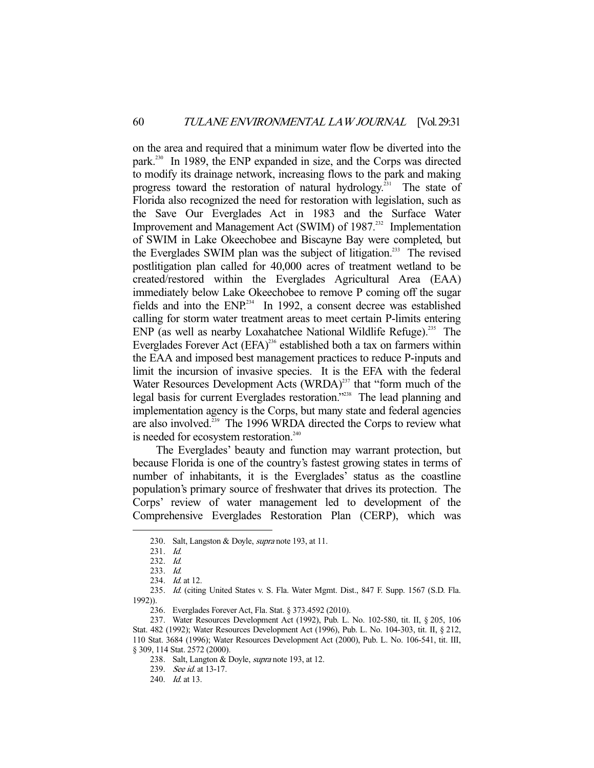on the area and required that a minimum water flow be diverted into the park.[230] In 1989, the ENP expanded in size, and the Corps was directed to modify its drainage network, increasing flows to the park and making progress toward the restoration of natural hydrology.[231] The state of Florida also recognized the need for restoration with legislation, such as the Save Our Everglades Act in 1983 and the Surface Water Improvement and Management Act (SWIM) of 1987.[232] Implementation of SWIM in Lake Okeechobee and Biscayne Bay were completed, but the Everglades SWIM plan was the subject of litigation.[233] The revised postlitigation plan called for 40,000 acres of treatment wetland to be created/restored within the Everglades Agricultural Area (EAA) immediately below Lake Okeechobee to remove P coming off the sugar fields and into the ENP.[234] In 1992, a consent decree was established calling for storm water treatment areas to meet certain P-limits entering ENP (as well as nearby Loxahatchee National Wildlife Refuge).[235] The Everglades Forever Act (EFA)[236] established both a tax on farmers within the EAA and imposed best management practices to reduce P-inputs and limit the incursion of invasive species. It is the EFA with the federal Water Resources Development Acts (WRDA)[237] that "form much of the legal basis for current Everglades restoration."[238] The lead planning and implementation agency is the Corps, but many state and federal agencies are also involved.[239] The 1996 WRDA directed the Corps to review what is needed for ecosystem restoration.[240]

The Everglades' beauty and function may warrant protection, but because Florida is one of the country's fastest growing states in terms of number of inhabitants, it is the Everglades' status as the coastline population's primary source of freshwater that drives its protection. The Corps' review of water management led to development of the Comprehensive Everglades Restoration Plan (CERP), which was

---

230. Salt, Langston & Doyle, *supra* note 193, at 11.

231. *Id.*

232. *Id.*

233. *Id.*

234. *Id.* at 12.

235. *Id.* (citing United States v. S. Fla. Water Mgmt. Dist., 847 F. Supp. 1567 (S.D. Fla. 1992)).

236. Everglades Forever Act, Fla. Stat. § 373.4592 (2010).

237. Water Resources Development Act (1992), Pub. L. No. 102-580, tit. II, § 205, 106 Stat. 482 (1992); Water Resources Development Act (1996), Pub. L. No. 104-303, tit. II, § 212, 110 Stat. 3684 (1996); Water Resources Development Act (2000), Pub. L. No. 106-541, tit. III, § 309, 114 Stat. 2572 (2000).

238. Salt, Langton & Doyle, *supra* note 193, at 12.

239. *See id.* at 13-17.

240. *Id.* at 13.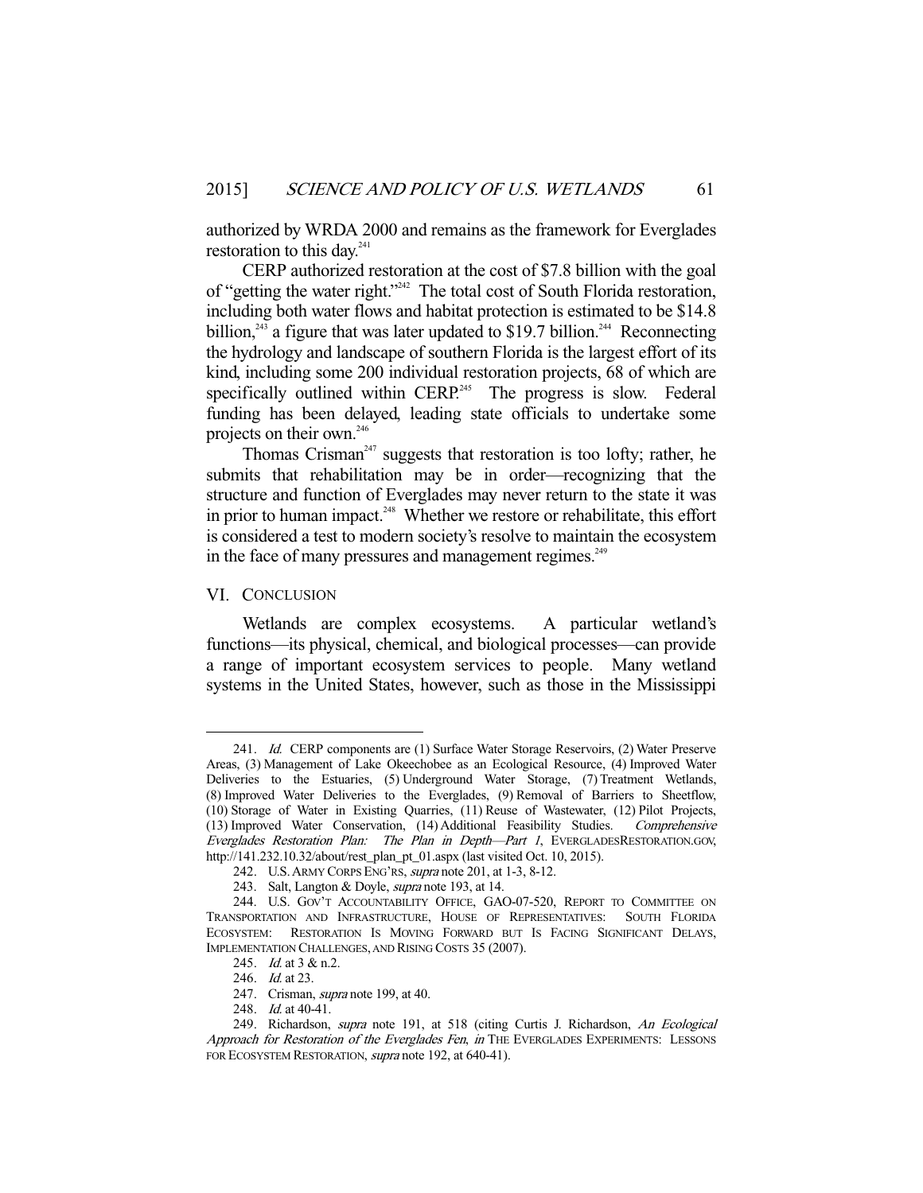authorized by WRDA 2000 and remains as the framework for Everglades restoration to this day.[241]

CERP authorized restoration at the cost of $7.8 billion with the goal of "getting the water right."[242] The total cost of South Florida restoration, including both water flows and habitat protection is estimated to be $14.8 billion,[243] a figure that was later updated to $19.7 billion.[244] Reconnecting the hydrology and landscape of southern Florida is the largest effort of its kind, including some 200 individual restoration projects, 68 of which are specifically outlined within CERP.[245] The progress is slow. Federal funding has been delayed, leading state officials to undertake some projects on their own.[246]

Thomas Crisman[247] suggests that restoration is too lofty; rather, he submits that rehabilitation may be in order—recognizing that the structure and function of Everglades may never return to the state it was in prior to human impact.[248] Whether we restore or rehabilitate, this effort is considered a test to modern society's resolve to maintain the ecosystem in the face of many pressures and management regimes.[249]

## VI. CONCLUSION

Wetlands are complex ecosystems. A particular wetland's functions—its physical, chemical, and biological processes—can provide a range of important ecosystem services to people. Many wetland systems in the United States, however, such as those in the Mississippi

---

241. *Id.* CERP components are (1) Surface Water Storage Reservoirs, (2) Water Preserve Areas, (3) Management of Lake Okeechobee as an Ecological Resource, (4) Improved Water Deliveries to the Estuaries, (5) Underground Water Storage, (7) Treatment Wetlands, (8) Improved Water Deliveries to the Everglades, (9) Removal of Barriers to Sheetflow, (10) Storage of Water in Existing Quarries, (11) Reuse of Wastewater, (12) Pilot Projects, (13) Improved Water Conservation, (14) Additional Feasibility Studies. *Comprehensive Everglades Restoration Plan: The Plan in Depth—Part 1*, EVERGLADESRESTORATION.GOV, http://141.232.10.32/about/rest_plan_pt_01.aspx (last visited Oct. 10, 2015).

242. U.S. ARMY CORPS ENG'RS, *supra* note 201, at 1-3, 8-12.

243. Salt, Langton & Doyle, *supra* note 193, at 14.

244. U.S. GOV'T ACCOUNTABILITY OFFICE, GAO-07-520, REPORT TO COMMITTEE ON TRANSPORTATION AND INFRASTRUCTURE, HOUSE OF REPRESENTATIVES: SOUTH FLORIDA ECOSYSTEM: RESTORATION IS MOVING FORWARD BUT IS FACING SIGNIFICANT DELAYS, IMPLEMENTATION CHALLENGES, AND RISING COSTS 35 (2007).

245. *Id.* at 3 & n.2.

246. *Id.* at 23.

247. Crisman, *supra* note 199, at 40.

248. *Id.* at 40-41.

249. Richardson, *supra* note 191, at 518 (citing Curtis J. Richardson, *An Ecological Approach for Restoration of the Everglades Fen*, *in* THE EVERGLADES EXPERIMENTS: LESSONS FOR ECOSYSTEM RESTORATION, *supra* note 192, at 640-41).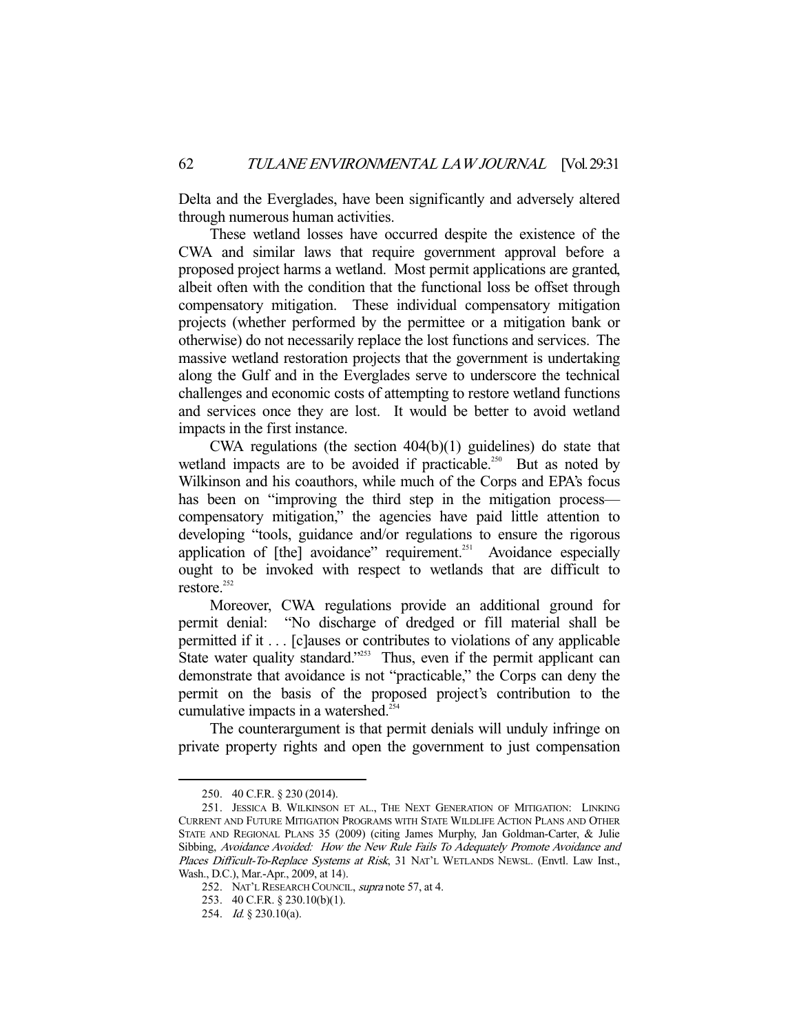Delta and the Everglades, have been significantly and adversely altered through numerous human activities.

These wetland losses have occurred despite the existence of the CWA and similar laws that require government approval before a proposed project harms a wetland. Most permit applications are granted, albeit often with the condition that the functional loss be offset through compensatory mitigation. These individual compensatory mitigation projects (whether performed by the permittee or a mitigation bank or otherwise) do not necessarily replace the lost functions and services. The massive wetland restoration projects that the government is undertaking along the Gulf and in the Everglades serve to underscore the technical challenges and economic costs of attempting to restore wetland functions and services once they are lost. It would be better to avoid wetland impacts in the first instance.

CWA regulations (the section 404(b)(1) guidelines) do state that wetland impacts are to be avoided if practicable.[250] But as noted by Wilkinson and his coauthors, while much of the Corps and EPA's focus has been on "improving the third step in the mitigation process—compensatory mitigation," the agencies have paid little attention to developing "tools, guidance and/or regulations to ensure the rigorous application of [the] avoidance" requirement.[251] Avoidance especially ought to be invoked with respect to wetlands that are difficult to restore.[252]

Moreover, CWA regulations provide an additional ground for permit denial: "No discharge of dredged or fill material shall be permitted if it . . . [c]auses or contributes to violations of any applicable State water quality standard."[253] Thus, even if the permit applicant can demonstrate that avoidance is not "practicable," the Corps can deny the permit on the basis of the proposed project's contribution to the cumulative impacts in a watershed.[254]

The counterargument is that permit denials will unduly infringe on private property rights and open the government to just compensation

---

250. 40 C.F.R. § 230 (2014).

251. JESSICA B. WILKINSON ET AL., THE NEXT GENERATION OF MITIGATION: LINKING CURRENT AND FUTURE MITIGATION PROGRAMS WITH STATE WILDLIFE ACTION PLANS AND OTHER STATE AND REGIONAL PLANS 35 (2009) (citing James Murphy, Jan Goldman-Carter, & Julie Sibbing, *Avoidance Avoided: How the New Rule Fails To Adequately Promote Avoidance and Places Difficult-To-Replace Systems at Risk*, 31 NAT'L WETLANDS NEWSL. (Envtl. Law Inst., Wash., D.C.), Mar.-Apr., 2009, at 14).

252. NAT'L RESEARCH COUNCIL, *supra* note 57, at 4.

253. 40 C.F.R. § 230.10(b)(1).

254. *Id.* § 230.10(a).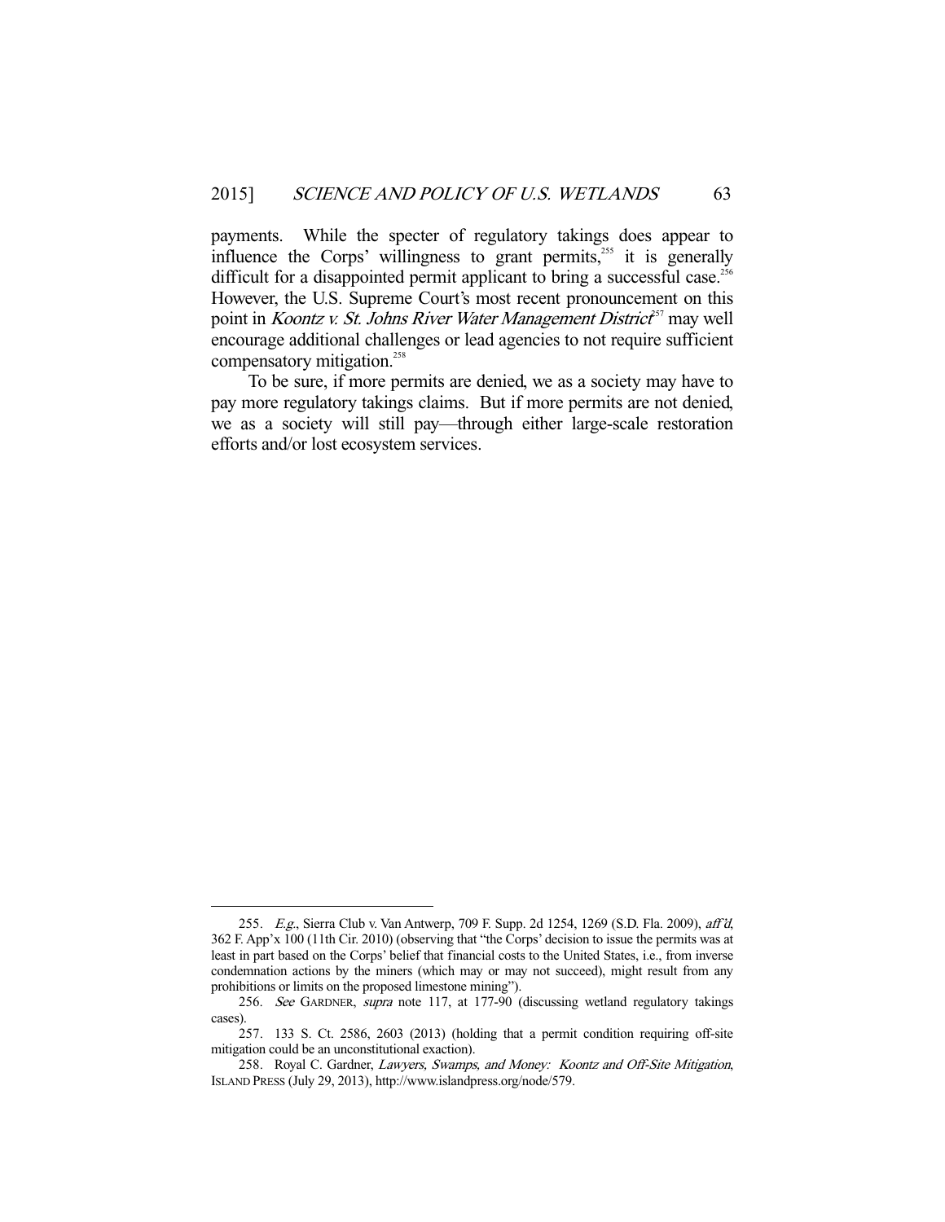payments. While the specter of regulatory takings does appear to influence the Corps' willingness to grant permits,[255] it is generally difficult for a disappointed permit applicant to bring a successful case.[256] However, the U.S. Supreme Court's most recent pronouncement on this point in *Koontz v. St. Johns River Water Management District*[257] may well encourage additional challenges or lead agencies to not require sufficient compensatory mitigation.[258]

To be sure, if more permits are denied, we as a society may have to pay more regulatory takings claims. But if more permits are not denied, we as a society will still pay—through either large-scale restoration efforts and/or lost ecosystem services.

---

255. *E.g.*, Sierra Club v. Van Antwerp, 709 F. Supp. 2d 1254, 1269 (S.D. Fla. 2009), *aff'd*, 362 F. App'x 100 (11th Cir. 2010) (observing that "the Corps' decision to issue the permits was at least in part based on the Corps' belief that financial costs to the United States, i.e., from inverse condemnation actions by the miners (which may or may not succeed), might result from any prohibitions or limits on the proposed limestone mining").

256. *See* GARDNER, *supra* note 117, at 177-90 (discussing wetland regulatory takings cases).

257. 133 S. Ct. 2586, 2603 (2013) (holding that a permit condition requiring off-site mitigation could be an unconstitutional exaction).

258. Royal C. Gardner, *Lawyers, Swamps, and Money: Koontz and Off-Site Mitigation*, ISLAND PRESS (July 29, 2013), http://www.islandpress.org/node/579.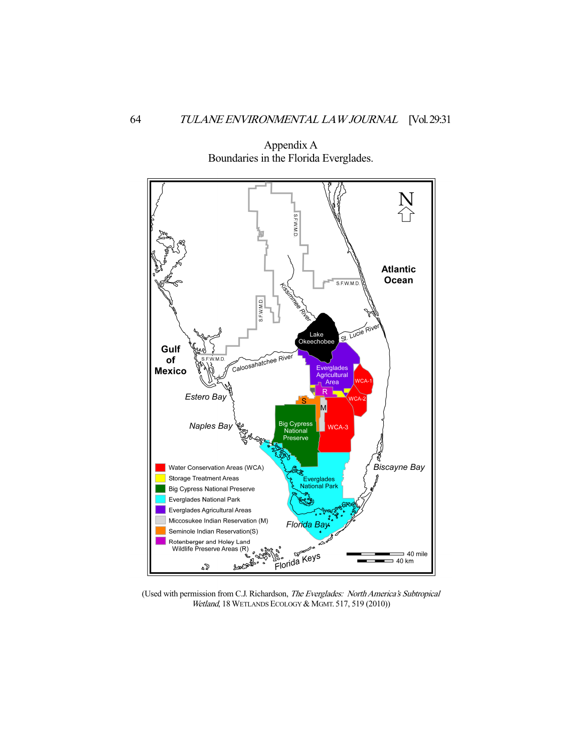Appendix A
Boundaries in the Florida Everglades.

N

S.F.W.M.D.

S.F.W.M.D.

S.F.W.M.D.

S.F.W.M.D.

Atlantic Ocean

Kissimmee River

Lake Okeechobee

St. Lucie River

Gulf of Mexico

Caloosahatchee River

Everglades Agricultural Area

WCA-1

R

WCA-2

Estero Bay

S

M

Naples Bay

Big Cypress National Preserve

WCA-3

Biscayne Bay

Everglades National Park

Florida Bay

Florida Keys

Water Conservation Areas (WCA)

Storage Treatment Areas

Big Cypress National Preserve

Everglades National Park

Everglades Agricultural Areas

Miccosukee Indian Reservation (M)

Seminole Indian Reservation(S)

Rotenberger and Holey Land Wildlife Preserve Areas (R)

40 mile

40 km

(Used with permission from C.J. Richardson, *The Everglades: North America's Subtropical Wetland*, 18 WETLANDS ECOLOGY & MGMT. 517, 519 (2010))